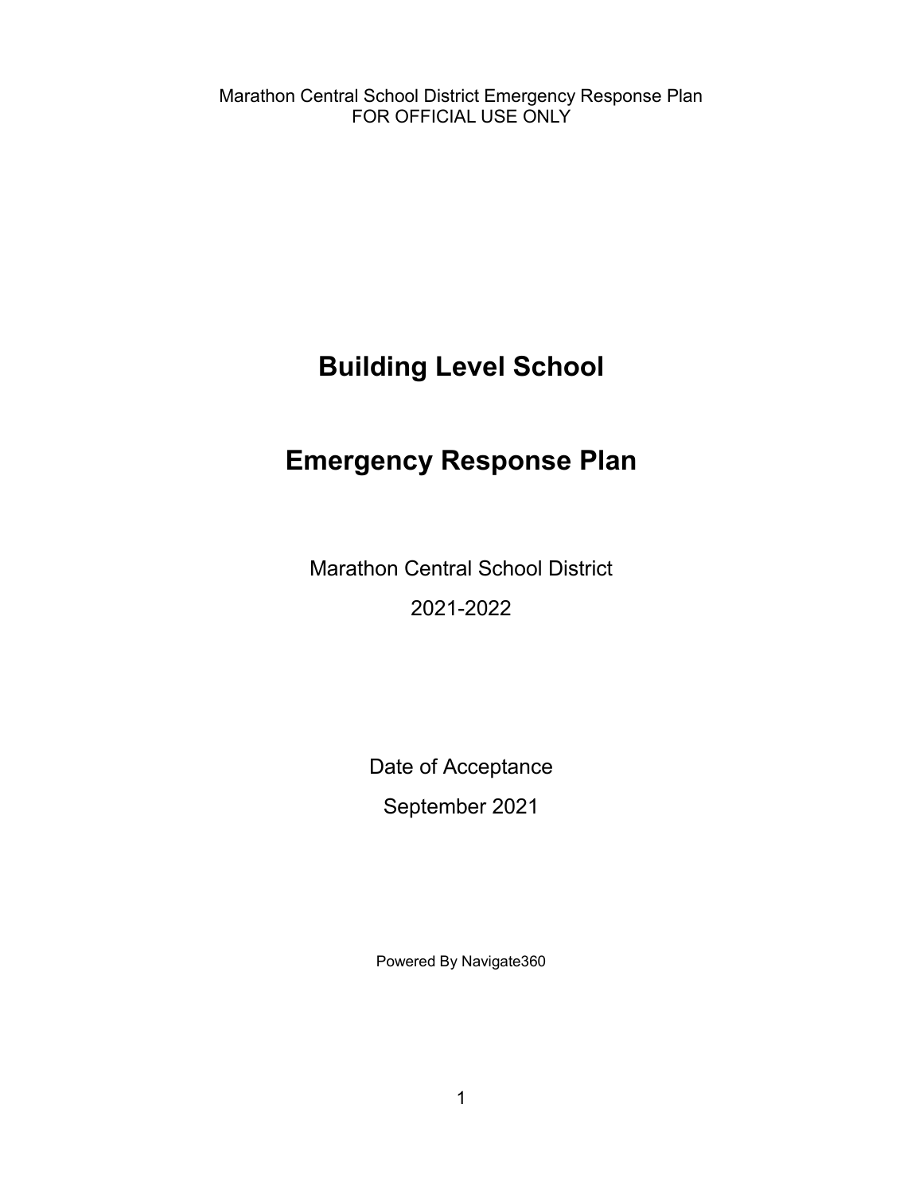Marathon Central School District Emergency Response Plan
FOR OFFICIAL USE ONLY

# Building Level School

# Emergency Response Plan

Marathon Central School District

2021-2022

Date of Acceptance

September 2021

Powered By Navigate360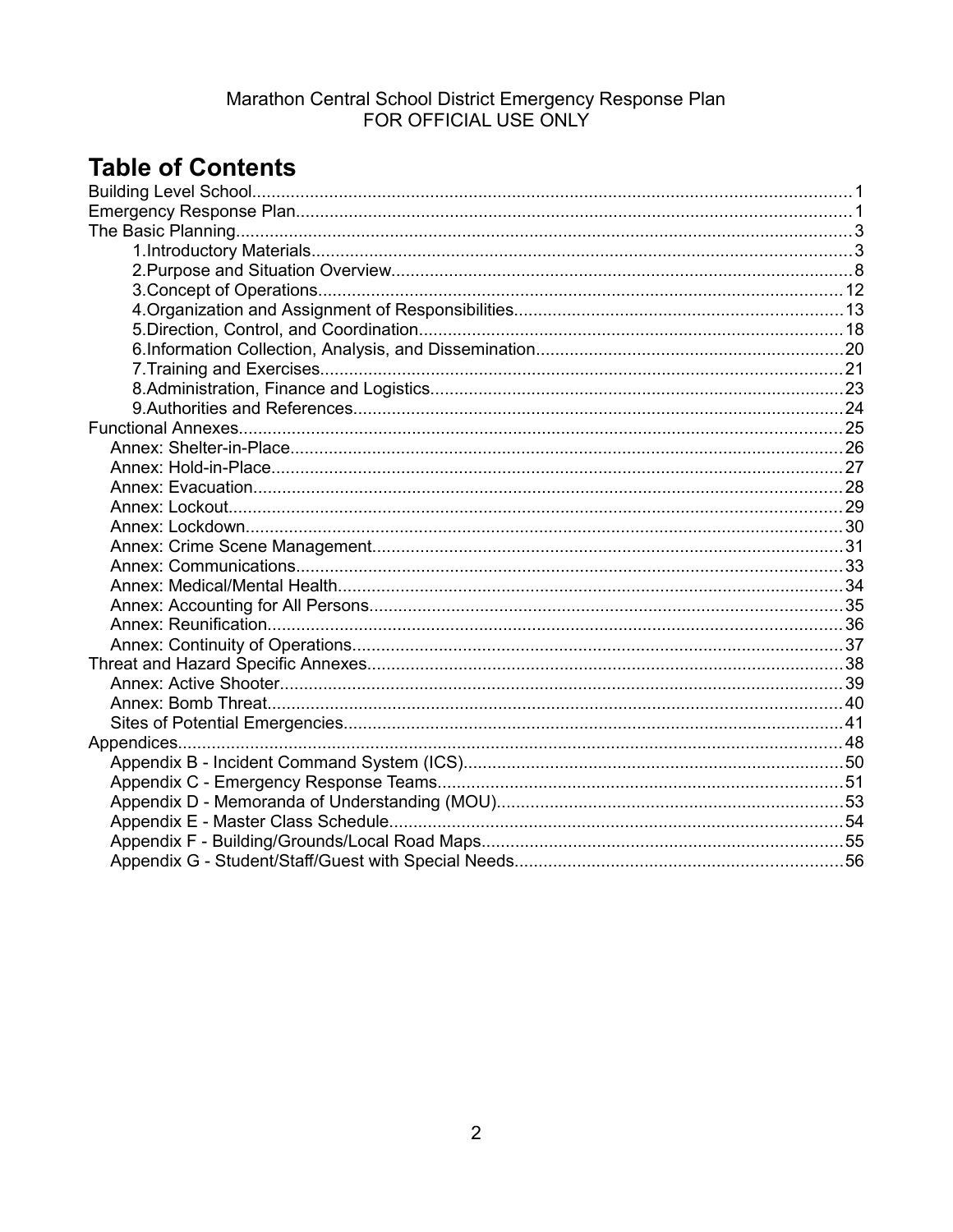# Table of Contents

Building Level School....................1
Emergency Response Plan....................1
The Basic Planning....................3
- 1.Introductory Materials....................3
- 2.Purpose and Situation Overview....................8
- 3.Concept of Operations....................12
- 4.Organization and Assignment of Responsibilities....................13
- 5.Direction, Control, and Coordination....................18
- 6.Information Collection, Analysis, and Dissemination....................20
- 7.Training and Exercises....................21
- 8.Administration, Finance and Logistics....................23
- 9.Authorities and References....................24

Functional Annexes....................25
- Annex: Shelter-in-Place....................26
- Annex: Hold-in-Place....................27
- Annex: Evacuation....................28
- Annex: Lockout....................29
- Annex: Lockdown....................30
- Annex: Crime Scene Management....................31
- Annex: Communications....................33
- Annex: Medical/Mental Health....................34
- Annex: Accounting for All Persons....................35
- Annex: Reunification....................36
- Annex: Continuity of Operations....................37

Threat and Hazard Specific Annexes....................38
- Annex: Active Shooter....................39
- Annex: Bomb Threat....................40
- Sites of Potential Emergencies....................41

Appendices....................48
- Appendix B - Incident Command System (ICS)....................50
- Appendix C - Emergency Response Teams....................51
- Appendix D - Memoranda of Understanding (MOU)....................53
- Appendix E - Master Class Schedule....................54
- Appendix F - Building/Grounds/Local Road Maps....................55
- Appendix G - Student/Staff/Guest with Special Needs....................56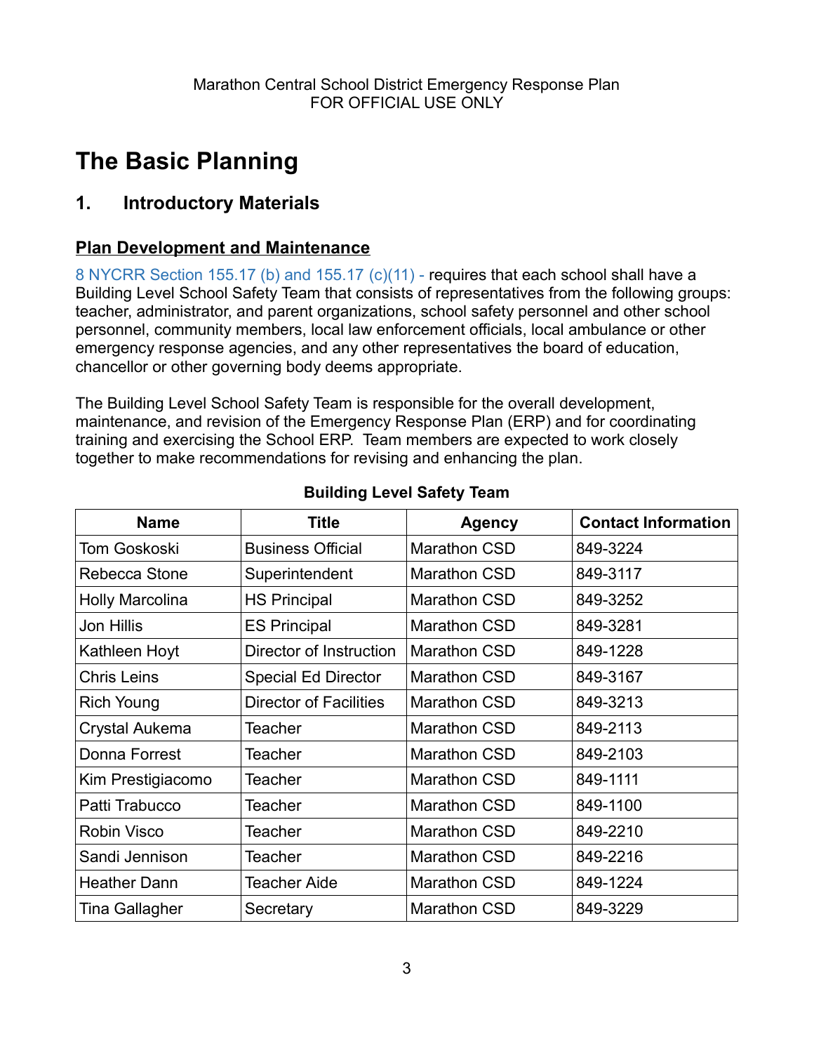# The Basic Planning

## 1. Introductory Materials

### Plan Development and Maintenance

8 NYCRR Section 155.17 (b) and 155.17 (c)(11) - requires that each school shall have a Building Level School Safety Team that consists of representatives from the following groups: teacher, administrator, and parent organizations, school safety personnel and other school personnel, community members, local law enforcement officials, local ambulance or other emergency response agencies, and any other representatives the board of education, chancellor or other governing body deems appropriate.

The Building Level School Safety Team is responsible for the overall development, maintenance, and revision of the Emergency Response Plan (ERP) and for coordinating training and exercising the School ERP. Team members are expected to work closely together to make recommendations for revising and enhancing the plan.

**Building Level Safety Team**

| Name | Title | Agency | Contact Information |
|---|---|---|---|
| Tom Goskoski | Business Official | Marathon CSD | 849-3224 |
| Rebecca Stone | Superintendent | Marathon CSD | 849-3117 |
| Holly Marcolina | HS Principal | Marathon CSD | 849-3252 |
| Jon Hillis | ES Principal | Marathon CSD | 849-3281 |
| Kathleen Hoyt | Director of Instruction | Marathon CSD | 849-1228 |
| Chris Leins | Special Ed Director | Marathon CSD | 849-3167 |
| Rich Young | Director of Facilities | Marathon CSD | 849-3213 |
| Crystal Aukema | Teacher | Marathon CSD | 849-2113 |
| Donna Forrest | Teacher | Marathon CSD | 849-2103 |
| Kim Prestigiacomo | Teacher | Marathon CSD | 849-1111 |
| Patti Trabucco | Teacher | Marathon CSD | 849-1100 |
| Robin Visco | Teacher | Marathon CSD | 849-2210 |
| Sandi Jennison | Teacher | Marathon CSD | 849-2216 |
| Heather Dann | Teacher Aide | Marathon CSD | 849-1224 |
| Tina Gallagher | Secretary | Marathon CSD | 849-3229 |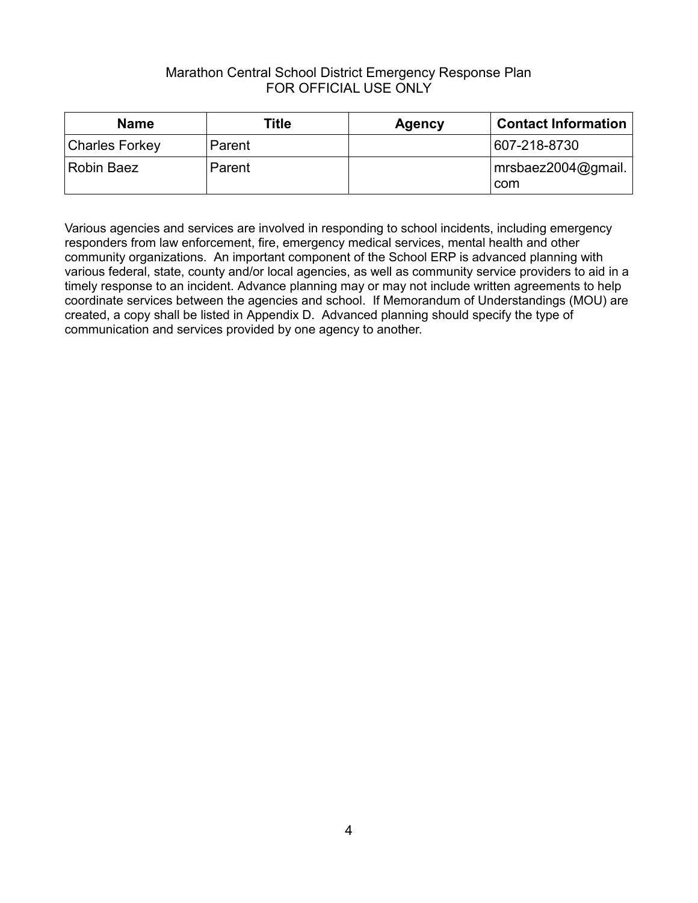| Name | Title | Agency | Contact Information |
|---|---|---|---|
| Charles Forkey | Parent | | 607-218-8730 |
| Robin Baez | Parent | | mrsbaez2004@gmail.com |

Various agencies and services are involved in responding to school incidents, including emergency responders from law enforcement, fire, emergency medical services, mental health and other community organizations. An important component of the School ERP is advanced planning with various federal, state, county and/or local agencies, as well as community service providers to aid in a timely response to an incident. Advance planning may or may not include written agreements to help coordinate services between the agencies and school. If Memorandum of Understandings (MOU) are created, a copy shall be listed in Appendix D. Advanced planning should specify the type of communication and services provided by one agency to another.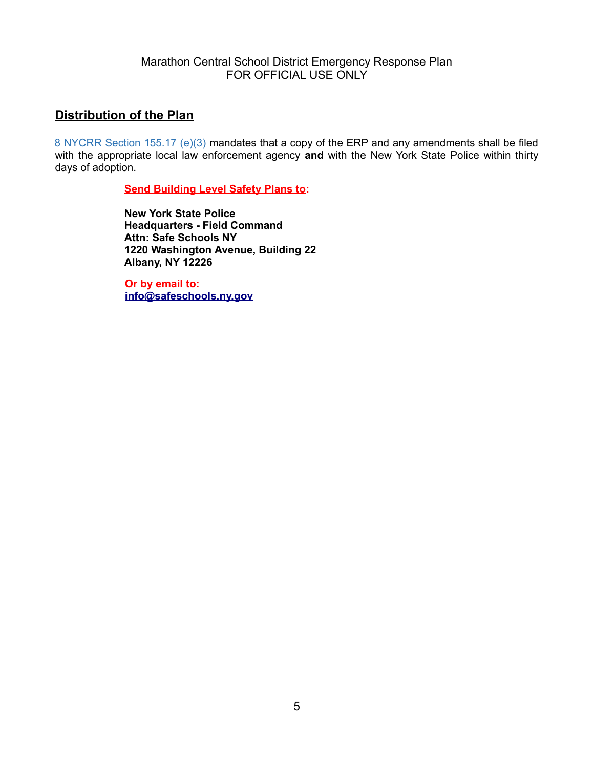## Distribution of the Plan

8 NYCRR Section 155.17 (e)(3) mandates that a copy of the ERP and any amendments shall be filed with the appropriate local law enforcement agency **and** with the New York State Police within thirty days of adoption.

**Send Building Level Safety Plans to:**

**New York State Police**
**Headquarters - Field Command**
**Attn: Safe Schools NY**
**1220 Washington Avenue, Building 22**
**Albany, NY 12226**

**Or by email to:**
**info@safeschools.ny.gov**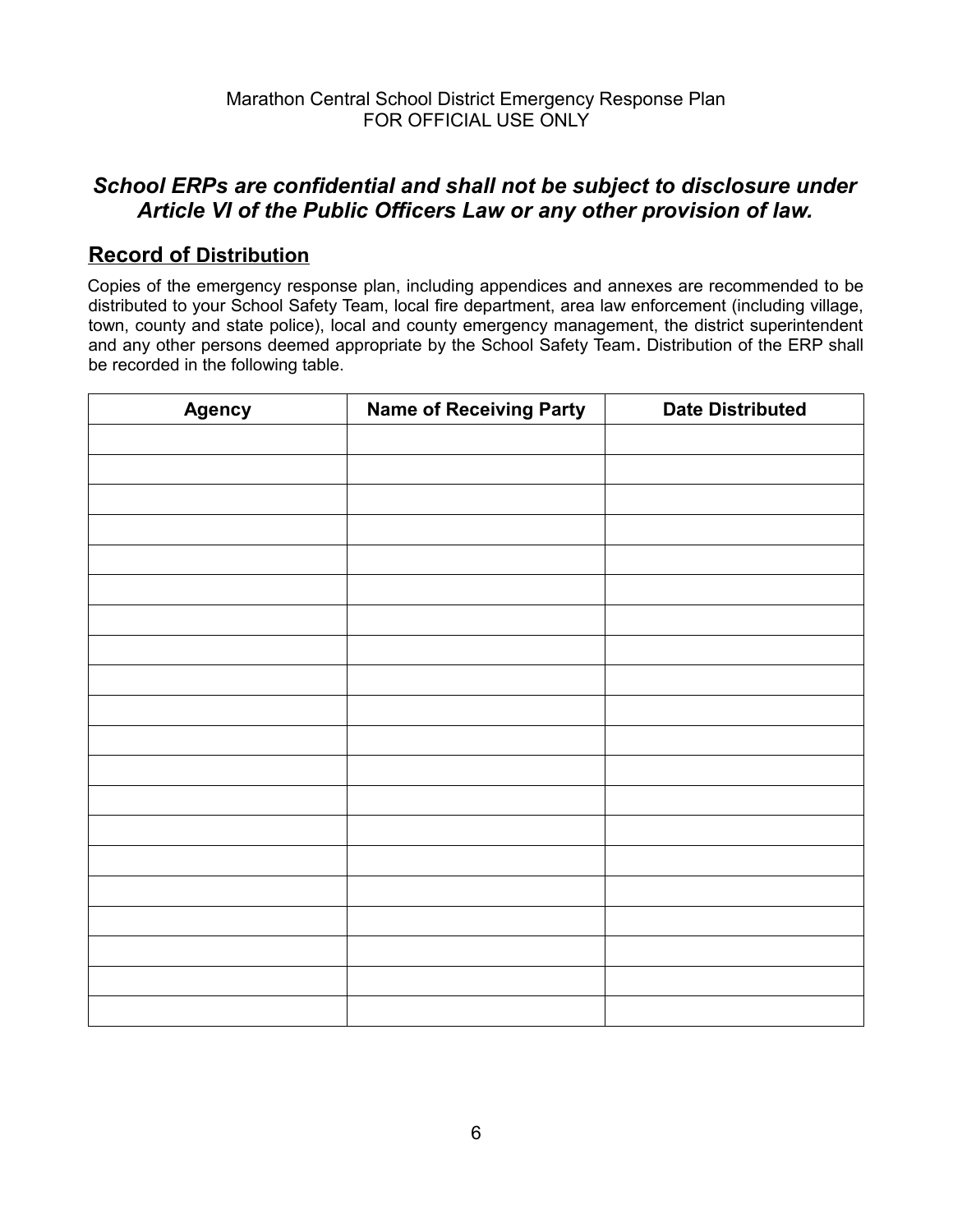***School ERPs are confidential and shall not be subject to disclosure under Article VI of the Public Officers Law or any other provision of law.***

## Record of Distribution

Copies of the emergency response plan, including appendices and annexes are recommended to be distributed to your School Safety Team, local fire department, area law enforcement (including village, town, county and state police), local and county emergency management, the district superintendent and any other persons deemed appropriate by the School Safety Team**.** Distribution of the ERP shall be recorded in the following table.

| Agency | Name of Receiving Party | Date Distributed |
|---|---|---|
| | | |
| | | |
| | | |
| | | |
| | | |
| | | |
| | | |
| | | |
| | | |
| | | |
| | | |
| | | |
| | | |
| | | |
| | | |
| | | |
| | | |
| | | |
| | | |
| | | |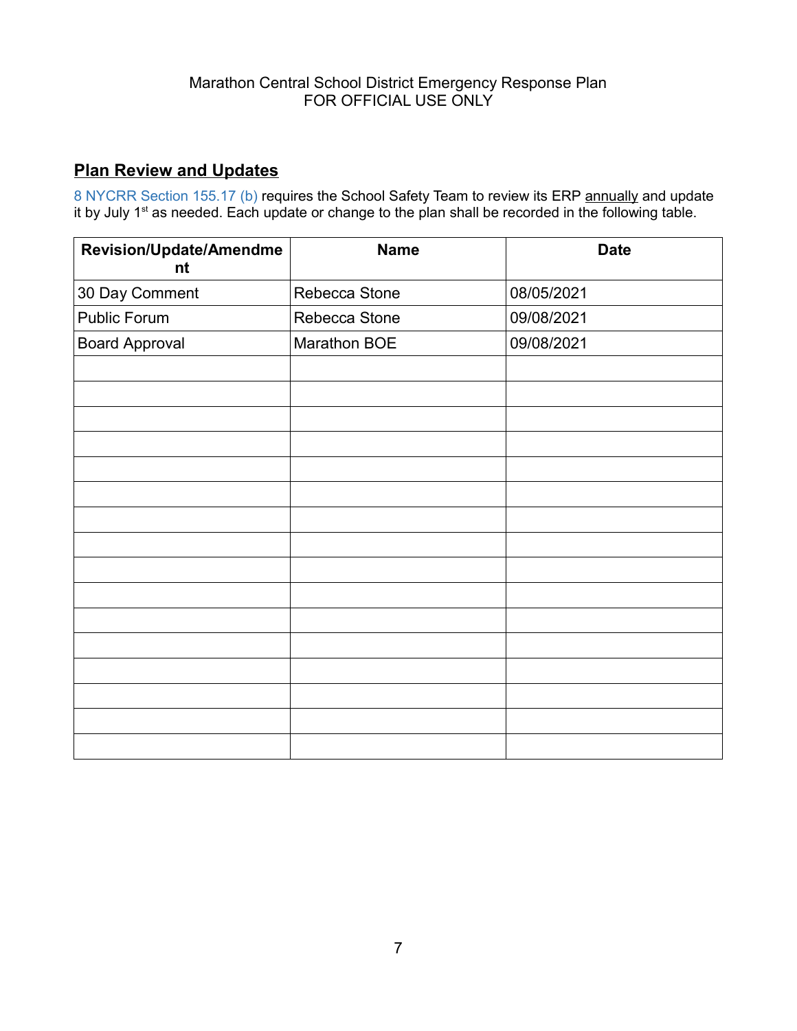## Plan Review and Updates

8 NYCRR Section 155.17 (b) requires the School Safety Team to review its ERP annually and update it by July 1st as needed. Each update or change to the plan shall be recorded in the following table.

| Revision/Update/Amendment | Name | Date |
|---|---|---|
| 30 Day Comment | Rebecca Stone | 08/05/2021 |
| Public Forum | Rebecca Stone | 09/08/2021 |
| Board Approval | Marathon BOE | 09/08/2021 |
| | | |
| | | |
| | | |
| | | |
| | | |
| | | |
| | | |
| | | |
| | | |
| | | |
| | | |
| | | |
| | | |
| | | |
| | | |
| | | |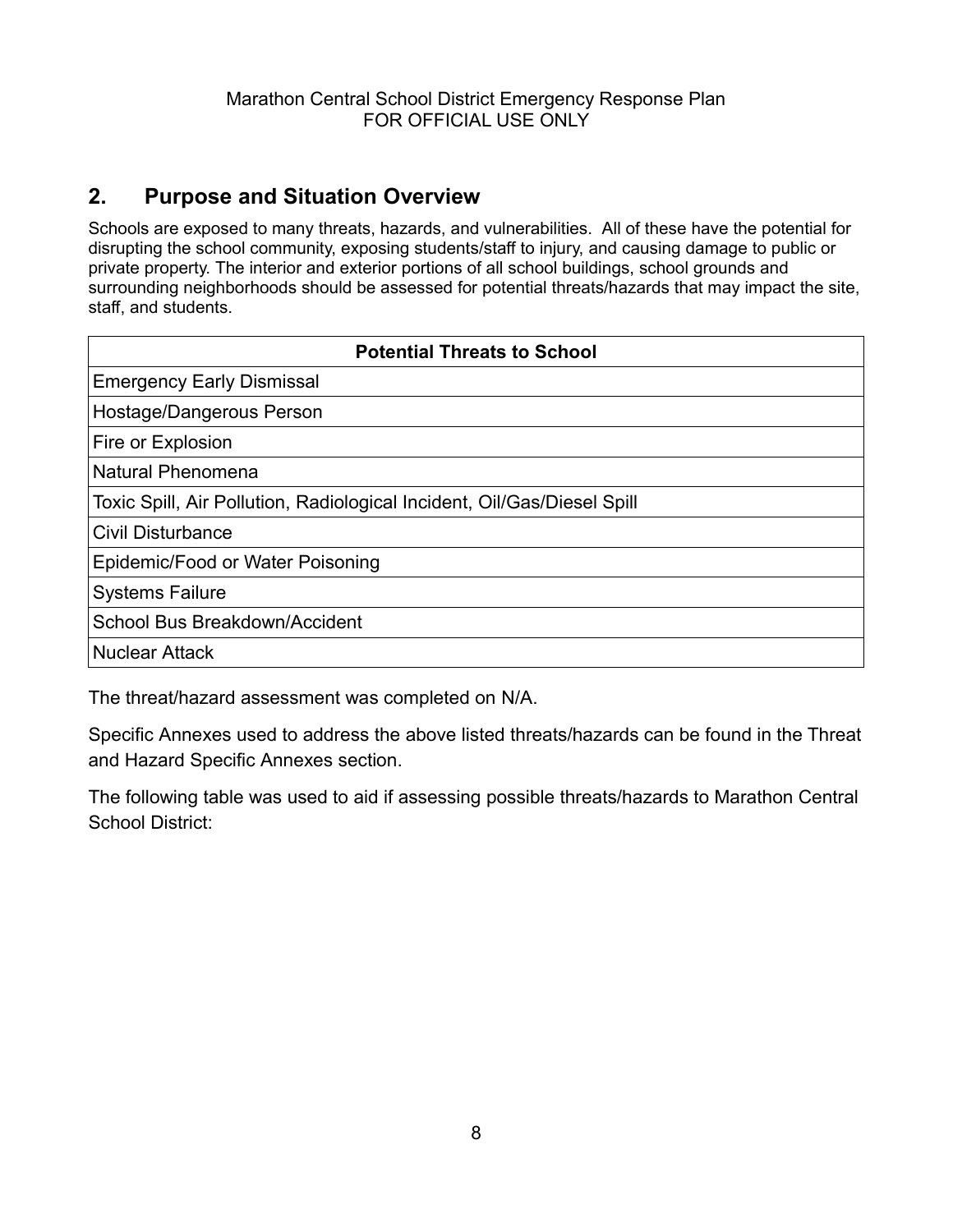## 2. Purpose and Situation Overview

Schools are exposed to many threats, hazards, and vulnerabilities. All of these have the potential for disrupting the school community, exposing students/staff to injury, and causing damage to public or private property. The interior and exterior portions of all school buildings, school grounds and surrounding neighborhoods should be assessed for potential threats/hazards that may impact the site, staff, and students.

| Potential Threats to School |
|---|
| Emergency Early Dismissal |
| Hostage/Dangerous Person |
| Fire or Explosion |
| Natural Phenomena |
| Toxic Spill, Air Pollution, Radiological Incident, Oil/Gas/Diesel Spill |
| Civil Disturbance |
| Epidemic/Food or Water Poisoning |
| Systems Failure |
| School Bus Breakdown/Accident |
| Nuclear Attack |

The threat/hazard assessment was completed on N/A.

Specific Annexes used to address the above listed threats/hazards can be found in the Threat and Hazard Specific Annexes section.

The following table was used to aid if assessing possible threats/hazards to Marathon Central School District: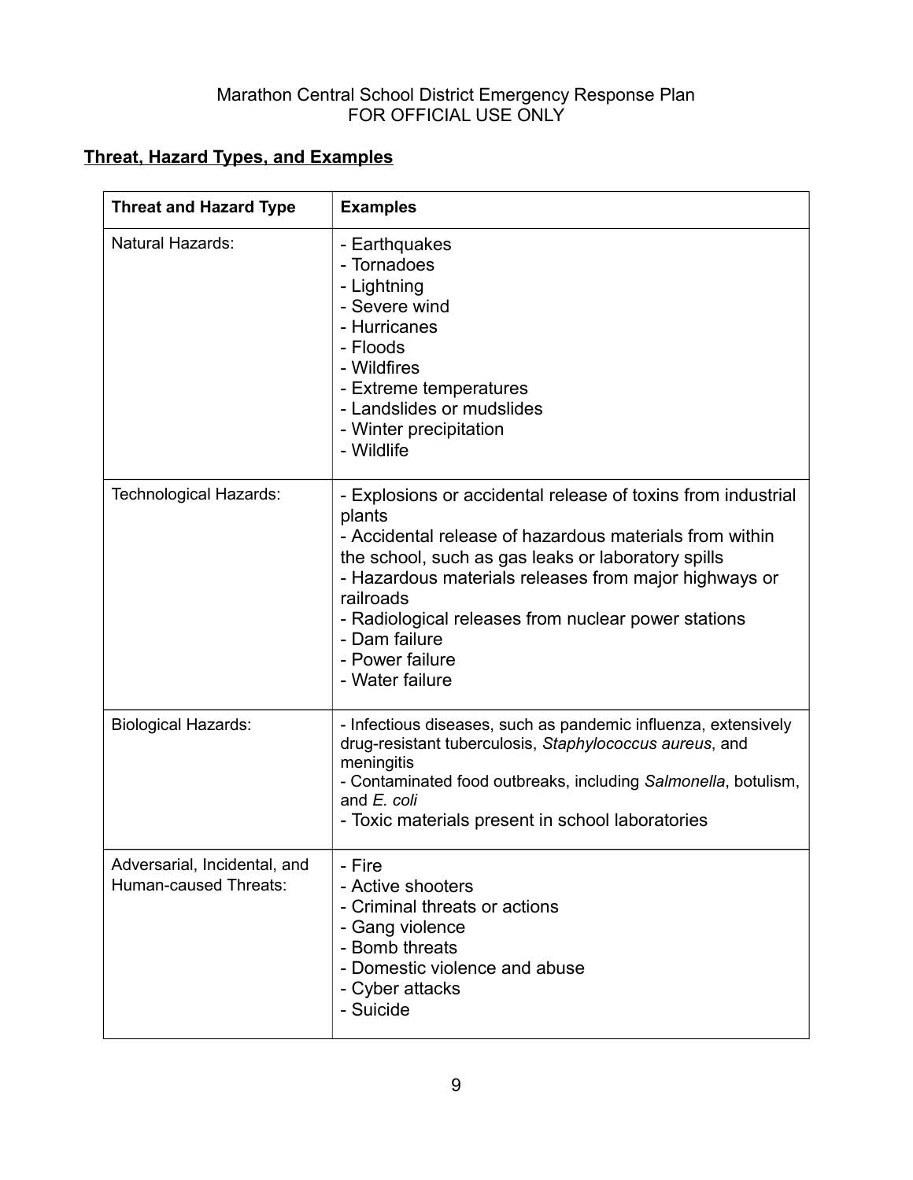**Threat, Hazard Types, and Examples**

| Threat and Hazard Type | Examples |
|---|---|
| Natural Hazards: | - Earthquakes<br>- Tornadoes<br>- Lightning<br>- Severe wind<br>- Hurricanes<br>- Floods<br>- Wildfires<br>- Extreme temperatures<br>- Landslides or mudslides<br>- Winter precipitation<br>- Wildlife |
| Technological Hazards: | - Explosions or accidental release of toxins from industrial plants<br>- Accidental release of hazardous materials from within the school, such as gas leaks or laboratory spills<br>- Hazardous materials releases from major highways or railroads<br>- Radiological releases from nuclear power stations<br>- Dam failure<br>- Power failure<br>- Water failure |
| Biological Hazards: | - Infectious diseases, such as pandemic influenza, extensively drug-resistant tuberculosis, *Staphylococcus aureus*, and meningitis<br>- Contaminated food outbreaks, including *Salmonella*, botulism, and *E. coli*<br>- Toxic materials present in school laboratories |
| Adversarial, Incidental, and Human-caused Threats: | - Fire<br>- Active shooters<br>- Criminal threats or actions<br>- Gang violence<br>- Bomb threats<br>- Domestic violence and abuse<br>- Cyber attacks<br>- Suicide |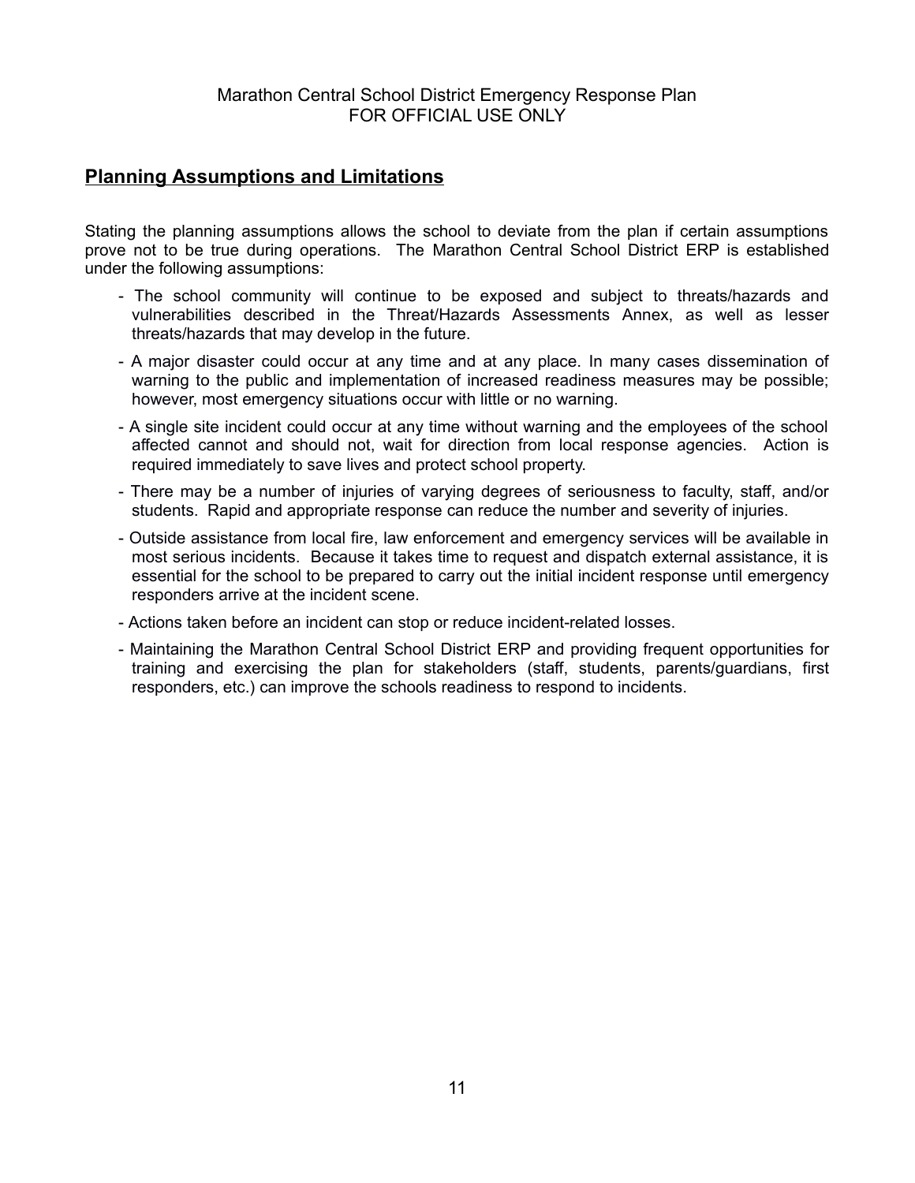## Planning Assumptions and Limitations

Stating the planning assumptions allows the school to deviate from the plan if certain assumptions prove not to be true during operations. The Marathon Central School District ERP is established under the following assumptions:

- The school community will continue to be exposed and subject to threats/hazards and vulnerabilities described in the Threat/Hazards Assessments Annex, as well as lesser threats/hazards that may develop in the future.
- A major disaster could occur at any time and at any place. In many cases dissemination of warning to the public and implementation of increased readiness measures may be possible; however, most emergency situations occur with little or no warning.
- A single site incident could occur at any time without warning and the employees of the school affected cannot and should not, wait for direction from local response agencies. Action is required immediately to save lives and protect school property.
- There may be a number of injuries of varying degrees of seriousness to faculty, staff, and/or students. Rapid and appropriate response can reduce the number and severity of injuries.
- Outside assistance from local fire, law enforcement and emergency services will be available in most serious incidents. Because it takes time to request and dispatch external assistance, it is essential for the school to be prepared to carry out the initial incident response until emergency responders arrive at the incident scene.
- Actions taken before an incident can stop or reduce incident-related losses.
- Maintaining the Marathon Central School District ERP and providing frequent opportunities for training and exercising the plan for stakeholders (staff, students, parents/guardians, first responders, etc.) can improve the schools readiness to respond to incidents.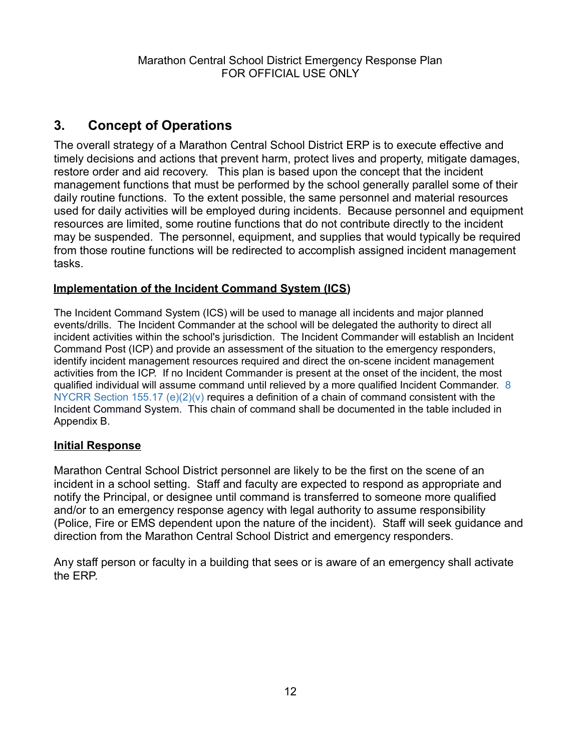## 3. Concept of Operations

The overall strategy of a Marathon Central School District ERP is to execute effective and timely decisions and actions that prevent harm, protect lives and property, mitigate damages, restore order and aid recovery. This plan is based upon the concept that the incident management functions that must be performed by the school generally parallel some of their daily routine functions. To the extent possible, the same personnel and material resources used for daily activities will be employed during incidents. Because personnel and equipment resources are limited, some routine functions that do not contribute directly to the incident may be suspended. The personnel, equipment, and supplies that would typically be required from those routine functions will be redirected to accomplish assigned incident management tasks.

**Implementation of the Incident Command System (ICS)**

The Incident Command System (ICS) will be used to manage all incidents and major planned events/drills. The Incident Commander at the school will be delegated the authority to direct all incident activities within the school's jurisdiction. The Incident Commander will establish an Incident Command Post (ICP) and provide an assessment of the situation to the emergency responders, identify incident management resources required and direct the on-scene incident management activities from the ICP. If no Incident Commander is present at the onset of the incident, the most qualified individual will assume command until relieved by a more qualified Incident Commander. 8 NYCRR Section 155.17 (e)(2)(v) requires a definition of a chain of command consistent with the Incident Command System. This chain of command shall be documented in the table included in Appendix B.

**Initial Response**

Marathon Central School District personnel are likely to be the first on the scene of an incident in a school setting. Staff and faculty are expected to respond as appropriate and notify the Principal, or designee until command is transferred to someone more qualified and/or to an emergency response agency with legal authority to assume responsibility (Police, Fire or EMS dependent upon the nature of the incident). Staff will seek guidance and direction from the Marathon Central School District and emergency responders.

Any staff person or faculty in a building that sees or is aware of an emergency shall activate the ERP.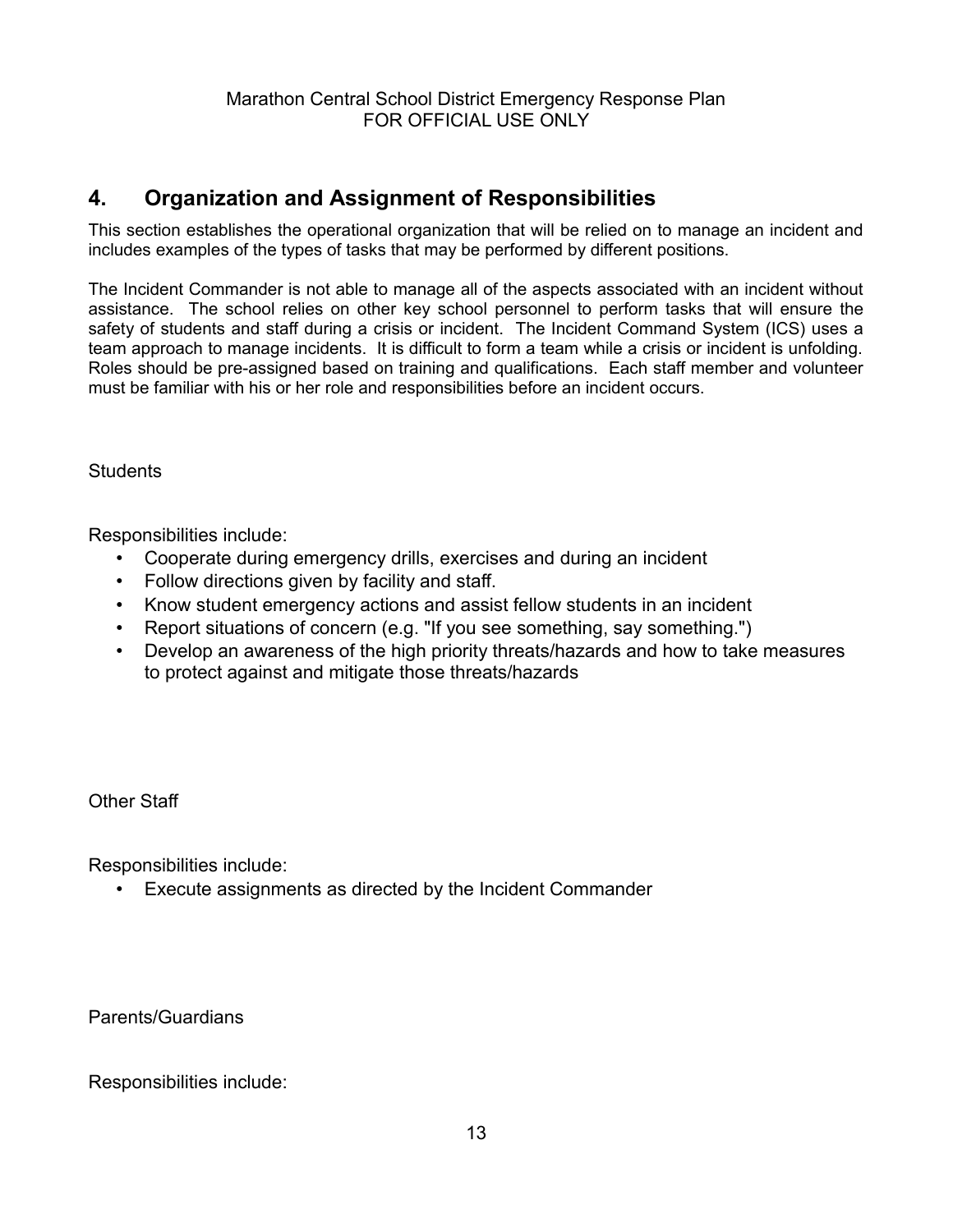## 4. Organization and Assignment of Responsibilities

This section establishes the operational organization that will be relied on to manage an incident and includes examples of the types of tasks that may be performed by different positions.

The Incident Commander is not able to manage all of the aspects associated with an incident without assistance. The school relies on other key school personnel to perform tasks that will ensure the safety of students and staff during a crisis or incident. The Incident Command System (ICS) uses a team approach to manage incidents. It is difficult to form a team while a crisis or incident is unfolding. Roles should be pre-assigned based on training and qualifications. Each staff member and volunteer must be familiar with his or her role and responsibilities before an incident occurs.

Students

Responsibilities include:

- Cooperate during emergency drills, exercises and during an incident
- Follow directions given by facility and staff.
- Know student emergency actions and assist fellow students in an incident
- Report situations of concern (e.g. "If you see something, say something.")
- Develop an awareness of the high priority threats/hazards and how to take measures to protect against and mitigate those threats/hazards

Other Staff

Responsibilities include:

- Execute assignments as directed by the Incident Commander

Parents/Guardians

Responsibilities include: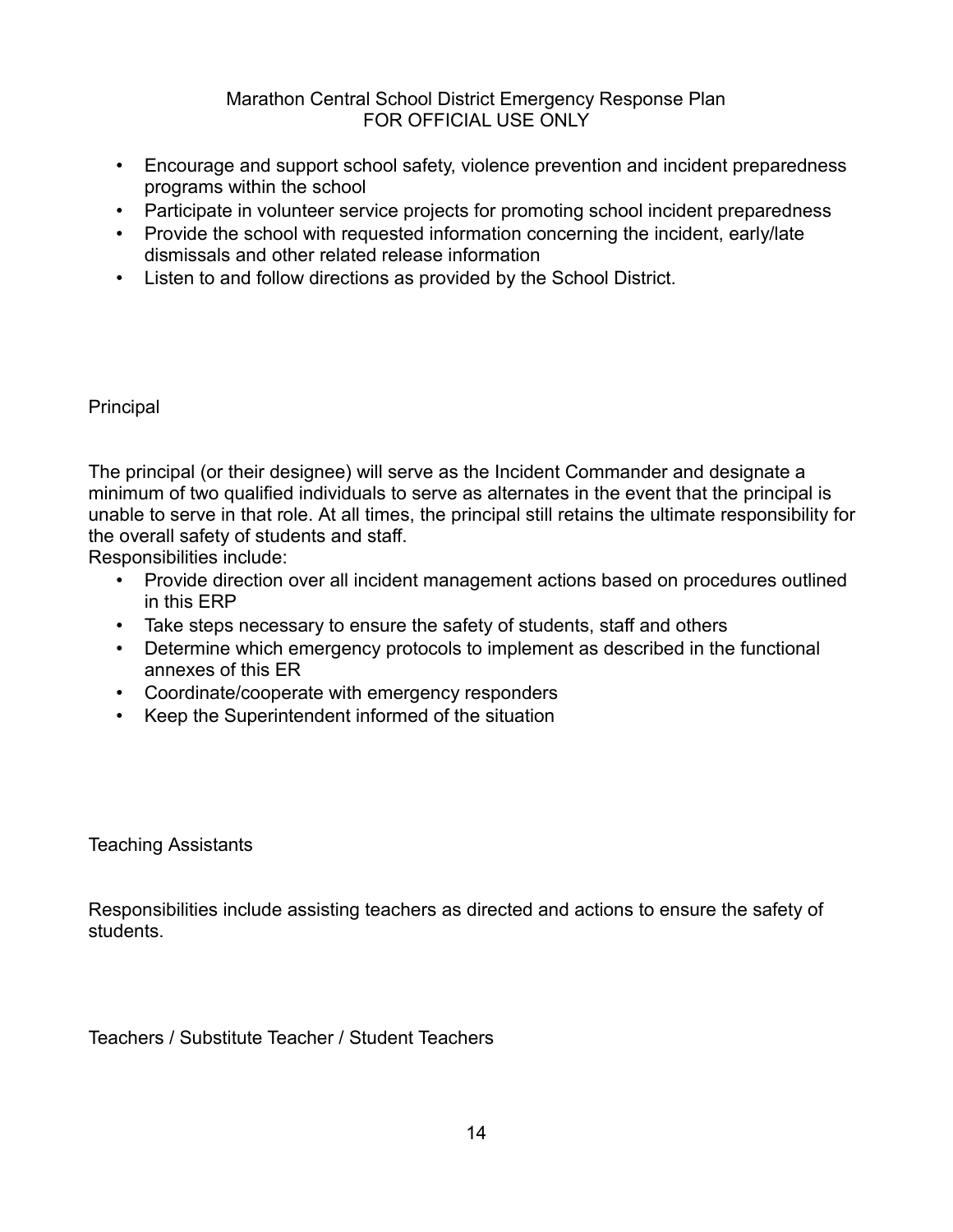- Encourage and support school safety, violence prevention and incident preparedness programs within the school
- Participate in volunteer service projects for promoting school incident preparedness
- Provide the school with requested information concerning the incident, early/late dismissals and other related release information
- Listen to and follow directions as provided by the School District.

## Principal

The principal (or their designee) will serve as the Incident Commander and designate a minimum of two qualified individuals to serve as alternates in the event that the principal is unable to serve in that role. At all times, the principal still retains the ultimate responsibility for the overall safety of students and staff.

Responsibilities include:

- Provide direction over all incident management actions based on procedures outlined in this ERP
- Take steps necessary to ensure the safety of students, staff and others
- Determine which emergency protocols to implement as described in the functional annexes of this ER
- Coordinate/cooperate with emergency responders
- Keep the Superintendent informed of the situation

## Teaching Assistants

Responsibilities include assisting teachers as directed and actions to ensure the safety of students.

## Teachers / Substitute Teacher / Student Teachers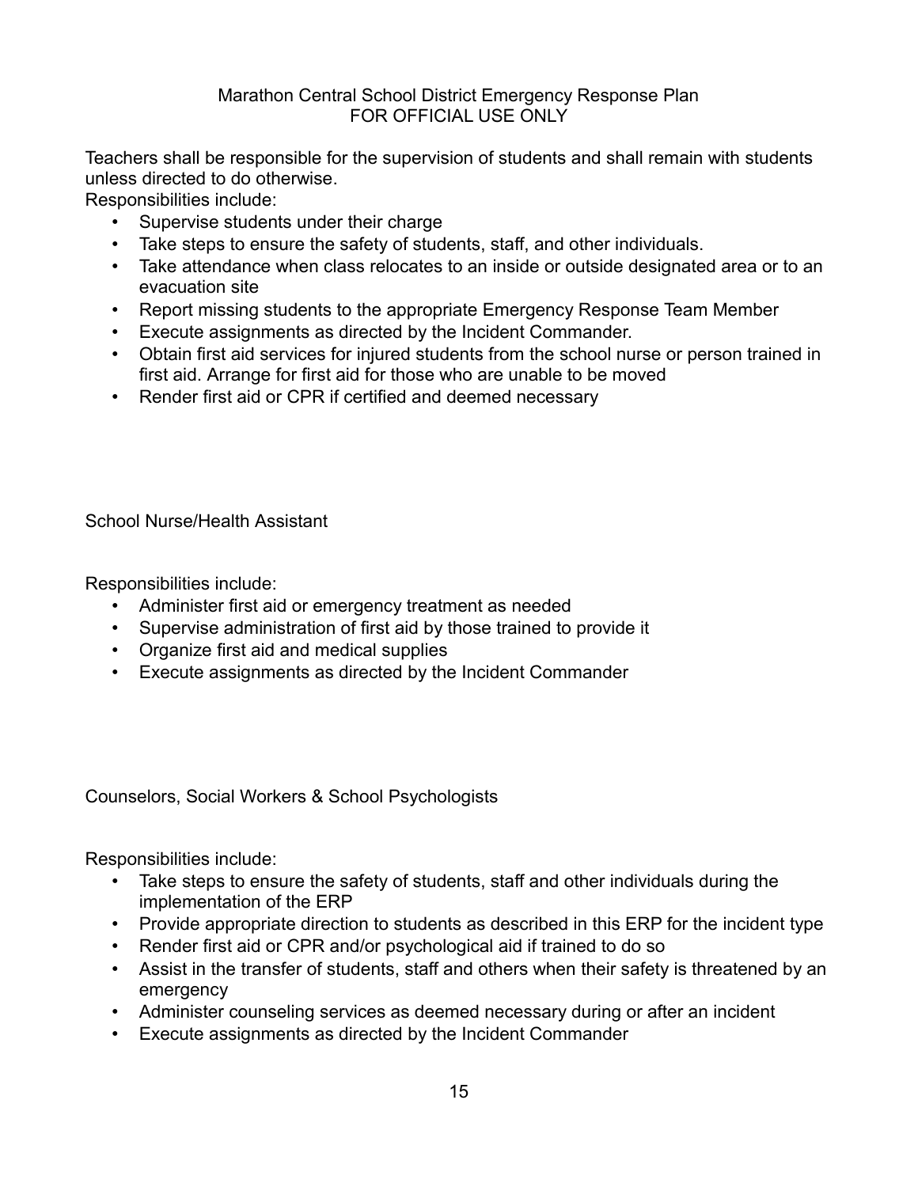Teachers shall be responsible for the supervision of students and shall remain with students unless directed to do otherwise.

Responsibilities include:

- Supervise students under their charge
- Take steps to ensure the safety of students, staff, and other individuals.
- Take attendance when class relocates to an inside or outside designated area or to an evacuation site
- Report missing students to the appropriate Emergency Response Team Member
- Execute assignments as directed by the Incident Commander.
- Obtain first aid services for injured students from the school nurse or person trained in first aid. Arrange for first aid for those who are unable to be moved
- Render first aid or CPR if certified and deemed necessary

School Nurse/Health Assistant

Responsibilities include:

- Administer first aid or emergency treatment as needed
- Supervise administration of first aid by those trained to provide it
- Organize first aid and medical supplies
- Execute assignments as directed by the Incident Commander

Counselors, Social Workers & School Psychologists

Responsibilities include:

- Take steps to ensure the safety of students, staff and other individuals during the implementation of the ERP
- Provide appropriate direction to students as described in this ERP for the incident type
- Render first aid or CPR and/or psychological aid if trained to do so
- Assist in the transfer of students, staff and others when their safety is threatened by an emergency
- Administer counseling services as deemed necessary during or after an incident
- Execute assignments as directed by the Incident Commander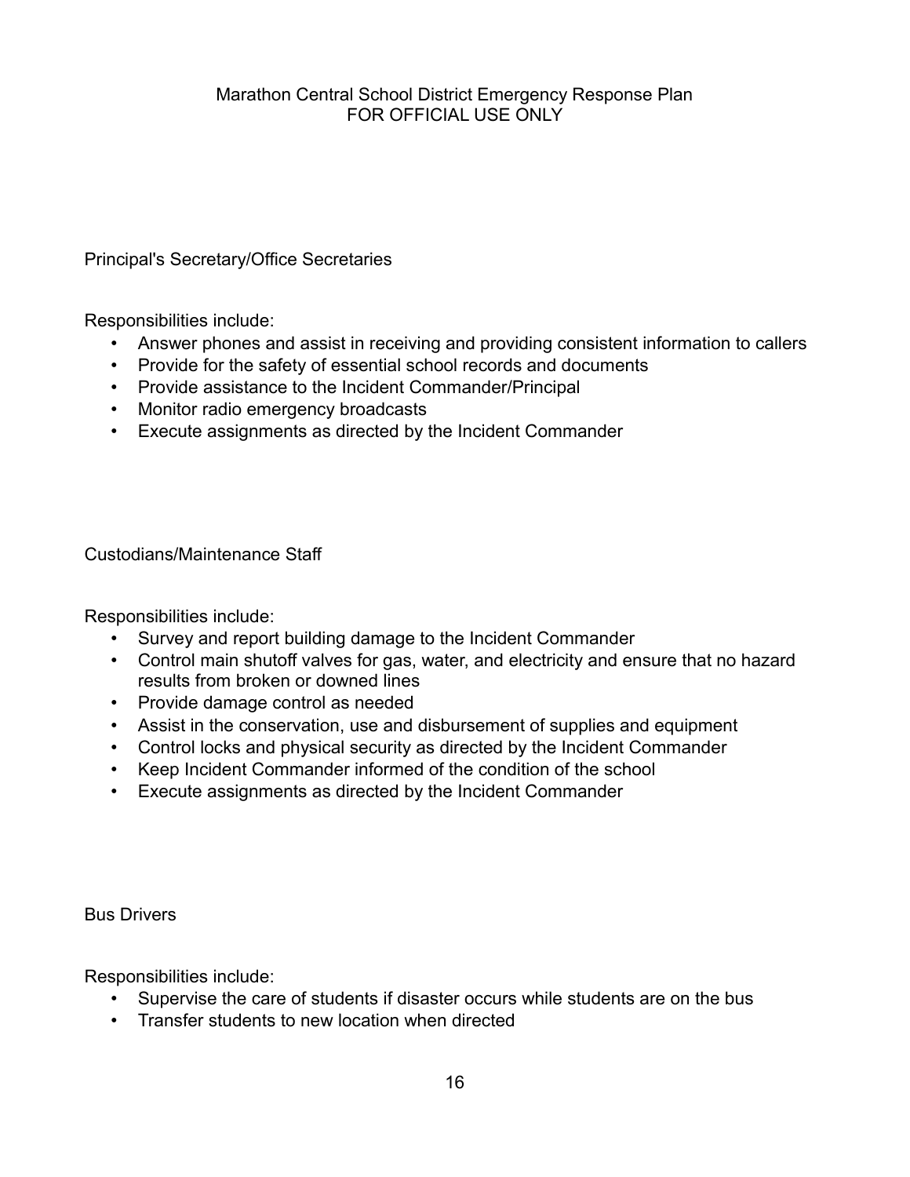Principal's Secretary/Office Secretaries

Responsibilities include:

- Answer phones and assist in receiving and providing consistent information to callers
- Provide for the safety of essential school records and documents
- Provide assistance to the Incident Commander/Principal
- Monitor radio emergency broadcasts
- Execute assignments as directed by the Incident Commander

Custodians/Maintenance Staff

Responsibilities include:

- Survey and report building damage to the Incident Commander
- Control main shutoff valves for gas, water, and electricity and ensure that no hazard results from broken or downed lines
- Provide damage control as needed
- Assist in the conservation, use and disbursement of supplies and equipment
- Control locks and physical security as directed by the Incident Commander
- Keep Incident Commander informed of the condition of the school
- Execute assignments as directed by the Incident Commander

Bus Drivers

Responsibilities include:

- Supervise the care of students if disaster occurs while students are on the bus
- Transfer students to new location when directed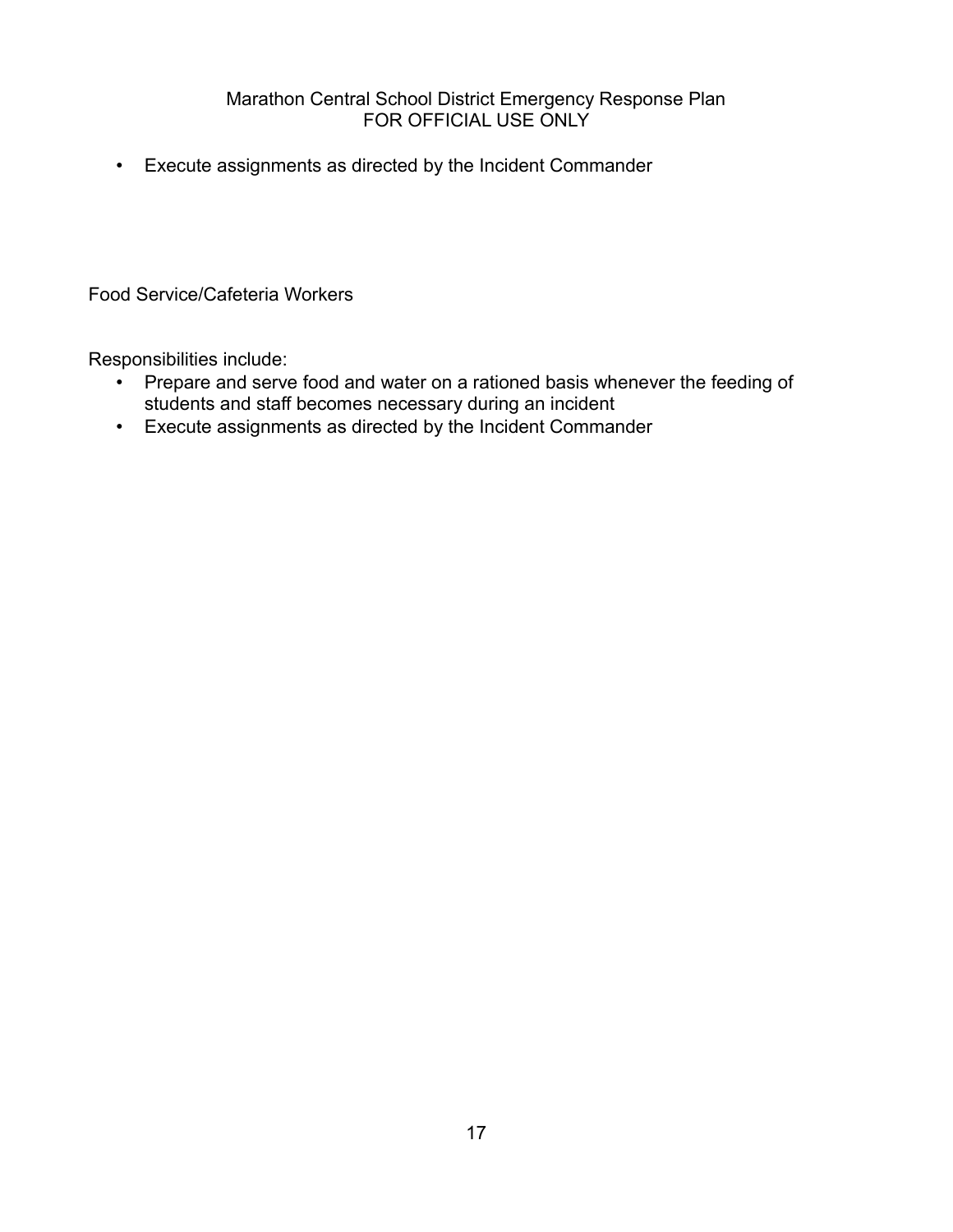- Execute assignments as directed by the Incident Commander

Food Service/Cafeteria Workers

Responsibilities include:

- Prepare and serve food and water on a rationed basis whenever the feeding of students and staff becomes necessary during an incident
- Execute assignments as directed by the Incident Commander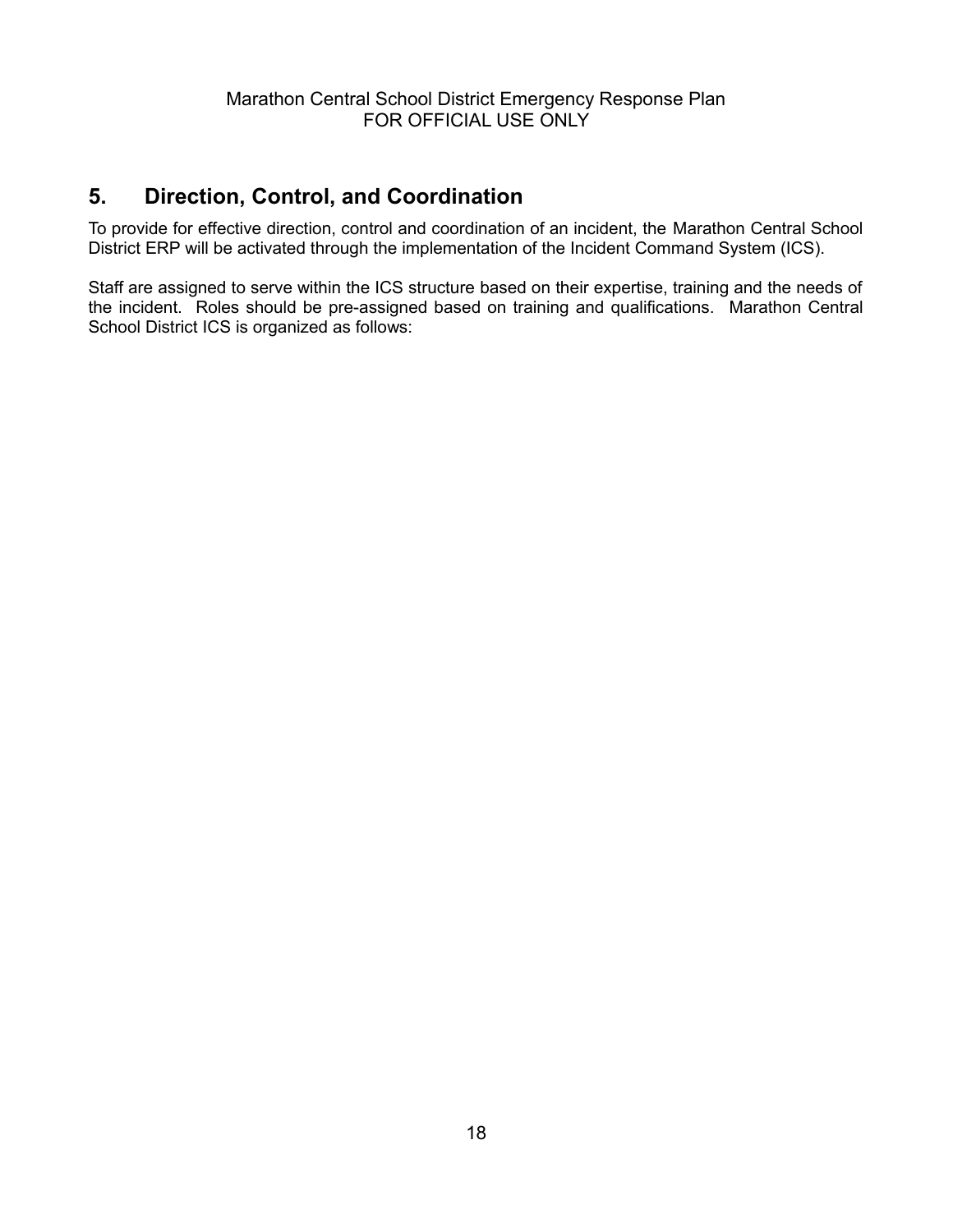## 5. Direction, Control, and Coordination

To provide for effective direction, control and coordination of an incident, the Marathon Central School District ERP will be activated through the implementation of the Incident Command System (ICS).

Staff are assigned to serve within the ICS structure based on their expertise, training and the needs of the incident. Roles should be pre-assigned based on training and qualifications. Marathon Central School District ICS is organized as follows: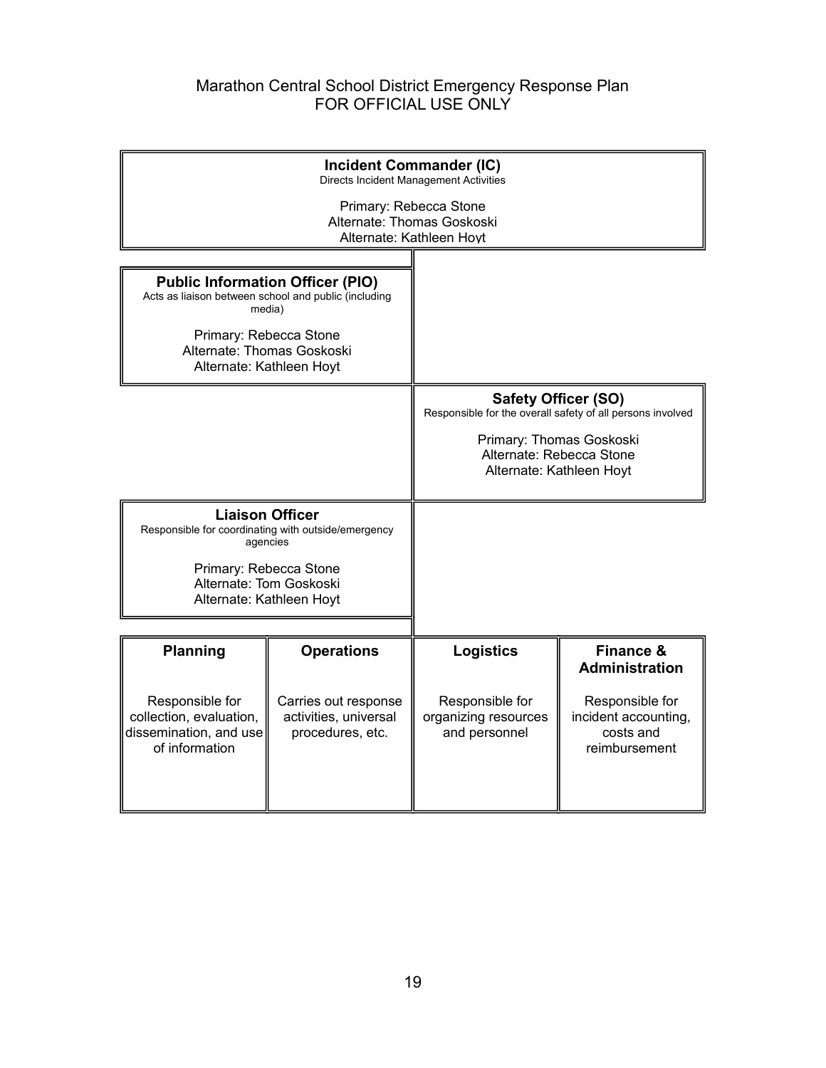**Incident Commander (IC)**
Directs Incident Management Activities

Primary: Rebecca Stone
Alternate: Thomas Goskoski
Alternate: Kathleen Hoyt

**Public Information Officer (PIO)**
Acts as liaison between school and public (including media)

Primary: Rebecca Stone
Alternate: Thomas Goskoski
Alternate: Kathleen Hoyt

**Safety Officer (SO)**
Responsible for the overall safety of all persons involved

Primary: Thomas Goskoski
Alternate: Rebecca Stone
Alternate: Kathleen Hoyt

**Liaison Officer**
Responsible for coordinating with outside/emergency agencies

Primary: Rebecca Stone
Alternate: Tom Goskoski
Alternate: Kathleen Hoyt

| Planning | Operations | Logistics | Finance & Administration |
|---|---|---|---|
| Responsible for collection, evaluation, dissemination, and use of information | Carries out response activities, universal procedures, etc. | Responsible for organizing resources and personnel | Responsible for incident accounting, costs and reimbursement |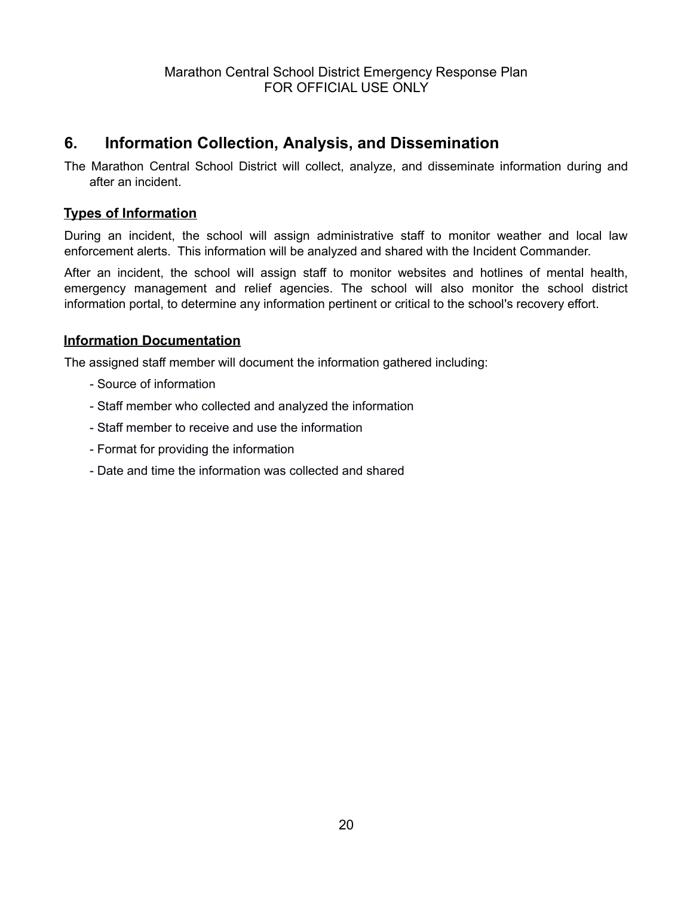## 6. Information Collection, Analysis, and Dissemination

The Marathon Central School District will collect, analyze, and disseminate information during and after an incident.

### Types of Information

During an incident, the school will assign administrative staff to monitor weather and local law enforcement alerts. This information will be analyzed and shared with the Incident Commander.

After an incident, the school will assign staff to monitor websites and hotlines of mental health, emergency management and relief agencies. The school will also monitor the school district information portal, to determine any information pertinent or critical to the school's recovery effort.

### Information Documentation

The assigned staff member will document the information gathered including:

- Source of information
- Staff member who collected and analyzed the information
- Staff member to receive and use the information
- Format for providing the information
- Date and time the information was collected and shared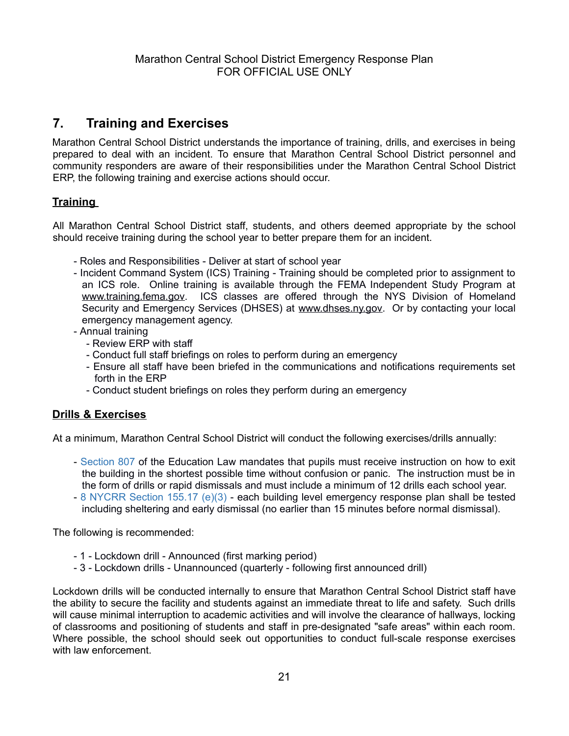## 7. Training and Exercises

Marathon Central School District understands the importance of training, drills, and exercises in being prepared to deal with an incident. To ensure that Marathon Central School District personnel and community responders are aware of their responsibilities under the Marathon Central School District ERP, the following training and exercise actions should occur.

**Training**

All Marathon Central School District staff, students, and others deemed appropriate by the school should receive training during the school year to better prepare them for an incident.

- Roles and Responsibilities - Deliver at start of school year
- Incident Command System (ICS) Training - Training should be completed prior to assignment to an ICS role. Online training is available through the FEMA Independent Study Program at www.training.fema.gov. ICS classes are offered through the NYS Division of Homeland Security and Emergency Services (DHSES) at www.dhses.ny.gov. Or by contacting your local emergency management agency.
- Annual training
  - Review ERP with staff
  - Conduct full staff briefings on roles to perform during an emergency
  - Ensure all staff have been briefed in the communications and notifications requirements set forth in the ERP
  - Conduct student briefings on roles they perform during an emergency

**Drills & Exercises**

At a minimum, Marathon Central School District will conduct the following exercises/drills annually:

- Section 807 of the Education Law mandates that pupils must receive instruction on how to exit the building in the shortest possible time without confusion or panic. The instruction must be in the form of drills or rapid dismissals and must include a minimum of 12 drills each school year.
- 8 NYCRR Section 155.17 (e)(3) - each building level emergency response plan shall be tested including sheltering and early dismissal (no earlier than 15 minutes before normal dismissal).

The following is recommended:

- 1 - Lockdown drill - Announced (first marking period)
- 3 - Lockdown drills - Unannounced (quarterly - following first announced drill)

Lockdown drills will be conducted internally to ensure that Marathon Central School District staff have the ability to secure the facility and students against an immediate threat to life and safety. Such drills will cause minimal interruption to academic activities and will involve the clearance of hallways, locking of classrooms and positioning of students and staff in pre-designated "safe areas" within each room. Where possible, the school should seek out opportunities to conduct full-scale response exercises with law enforcement.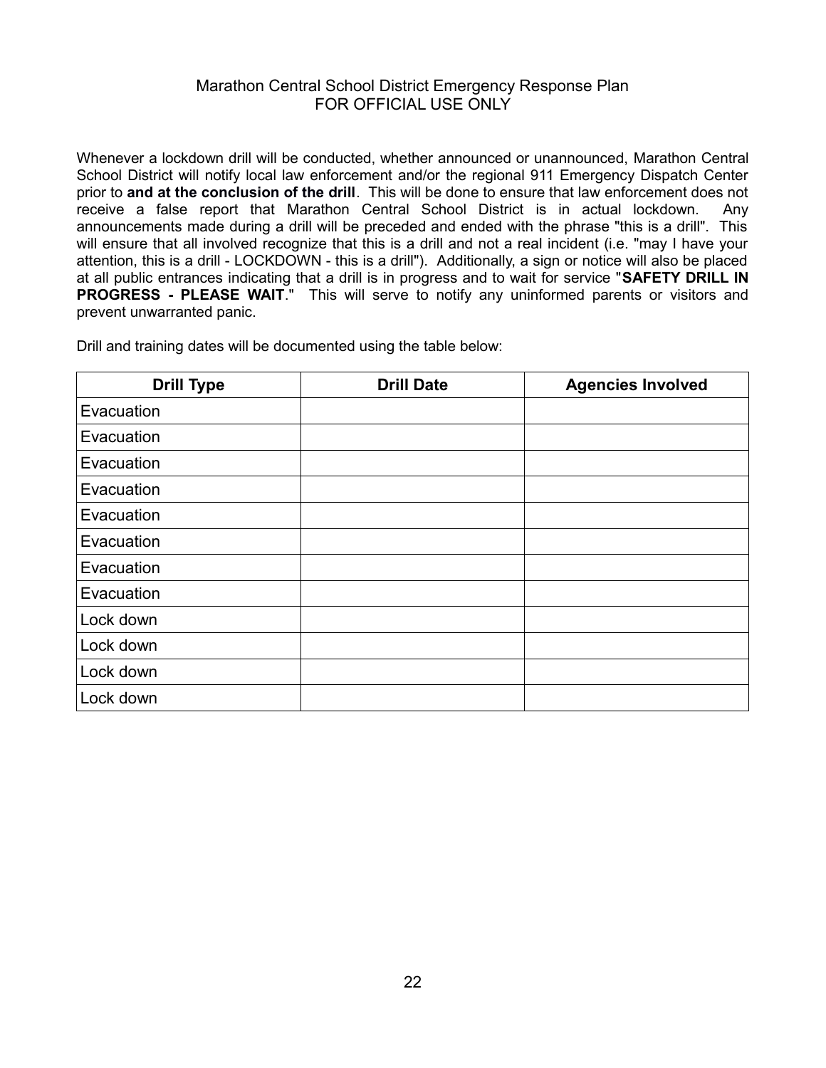Whenever a lockdown drill will be conducted, whether announced or unannounced, Marathon Central School District will notify local law enforcement and/or the regional 911 Emergency Dispatch Center prior to **and at the conclusion of the drill**. This will be done to ensure that law enforcement does not receive a false report that Marathon Central School District is in actual lockdown. Any announcements made during a drill will be preceded and ended with the phrase "this is a drill". This will ensure that all involved recognize that this is a drill and not a real incident (i.e. "may I have your attention, this is a drill - LOCKDOWN - this is a drill"). Additionally, a sign or notice will also be placed at all public entrances indicating that a drill is in progress and to wait for service "**SAFETY DRILL IN PROGRESS - PLEASE WAIT**." This will serve to notify any uninformed parents or visitors and prevent unwarranted panic.

Drill and training dates will be documented using the table below:

| Drill Type | Drill Date | Agencies Involved |
|---|---|---|
| Evacuation | | |
| Evacuation | | |
| Evacuation | | |
| Evacuation | | |
| Evacuation | | |
| Evacuation | | |
| Evacuation | | |
| Evacuation | | |
| Lock down | | |
| Lock down | | |
| Lock down | | |
| Lock down | | |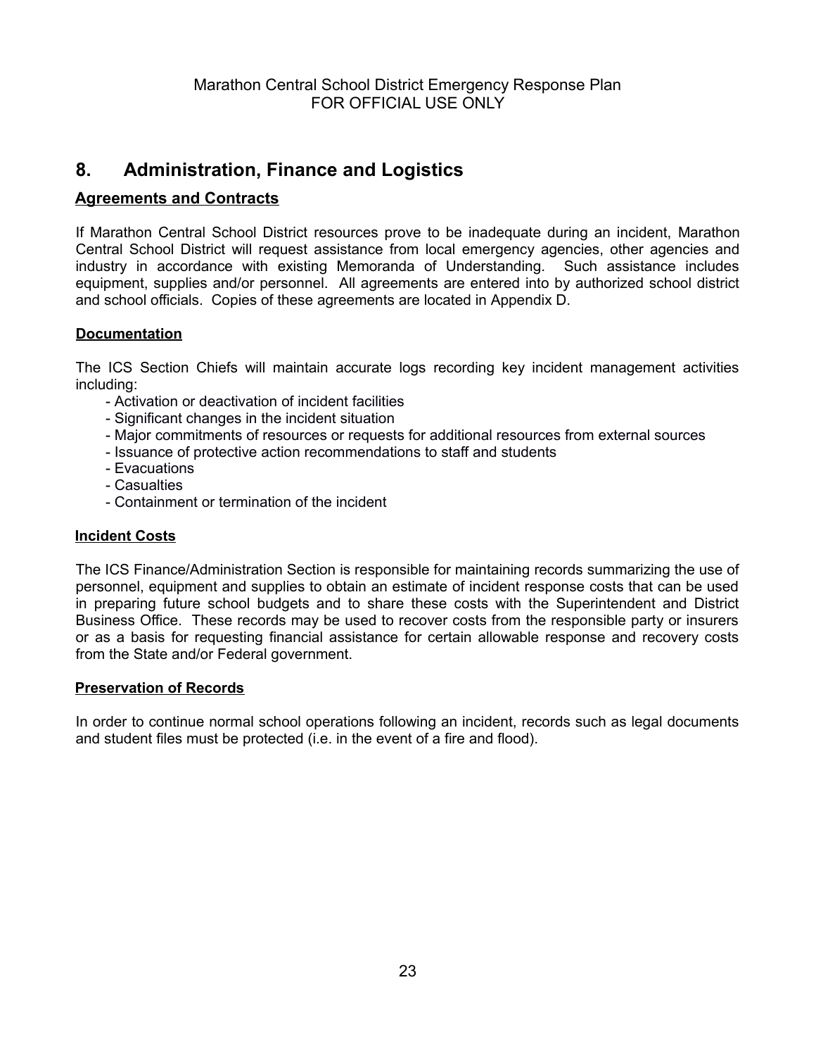# 8. Administration, Finance and Logistics

## Agreements and Contracts

If Marathon Central School District resources prove to be inadequate during an incident, Marathon Central School District will request assistance from local emergency agencies, other agencies and industry in accordance with existing Memoranda of Understanding. Such assistance includes equipment, supplies and/or personnel. All agreements are entered into by authorized school district and school officials. Copies of these agreements are located in Appendix D.

## Documentation

The ICS Section Chiefs will maintain accurate logs recording key incident management activities including:

- Activation or deactivation of incident facilities
- Significant changes in the incident situation
- Major commitments of resources or requests for additional resources from external sources
- Issuance of protective action recommendations to staff and students
- Evacuations
- Casualties
- Containment or termination of the incident

## Incident Costs

The ICS Finance/Administration Section is responsible for maintaining records summarizing the use of personnel, equipment and supplies to obtain an estimate of incident response costs that can be used in preparing future school budgets and to share these costs with the Superintendent and District Business Office. These records may be used to recover costs from the responsible party or insurers or as a basis for requesting financial assistance for certain allowable response and recovery costs from the State and/or Federal government.

## Preservation of Records

In order to continue normal school operations following an incident, records such as legal documents and student files must be protected (i.e. in the event of a fire and flood).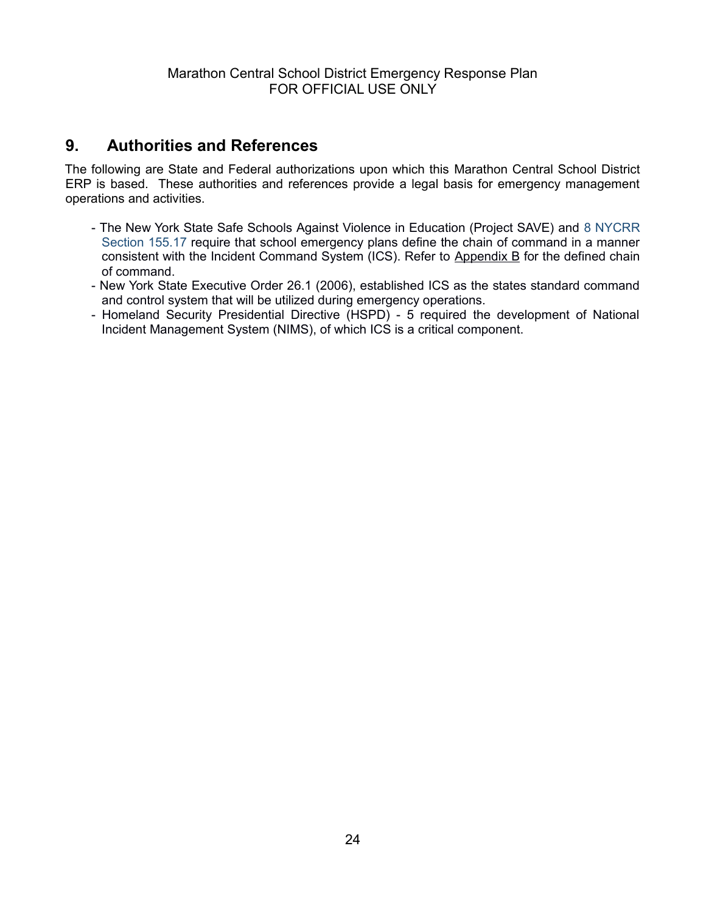## 9. Authorities and References

The following are State and Federal authorizations upon which this Marathon Central School District ERP is based. These authorities and references provide a legal basis for emergency management operations and activities.

- The New York State Safe Schools Against Violence in Education (Project SAVE) and 8 NYCRR Section 155.17 require that school emergency plans define the chain of command in a manner consistent with the Incident Command System (ICS). Refer to Appendix B for the defined chain of command.
- New York State Executive Order 26.1 (2006), established ICS as the states standard command and control system that will be utilized during emergency operations.
- Homeland Security Presidential Directive (HSPD) - 5 required the development of National Incident Management System (NIMS), of which ICS is a critical component.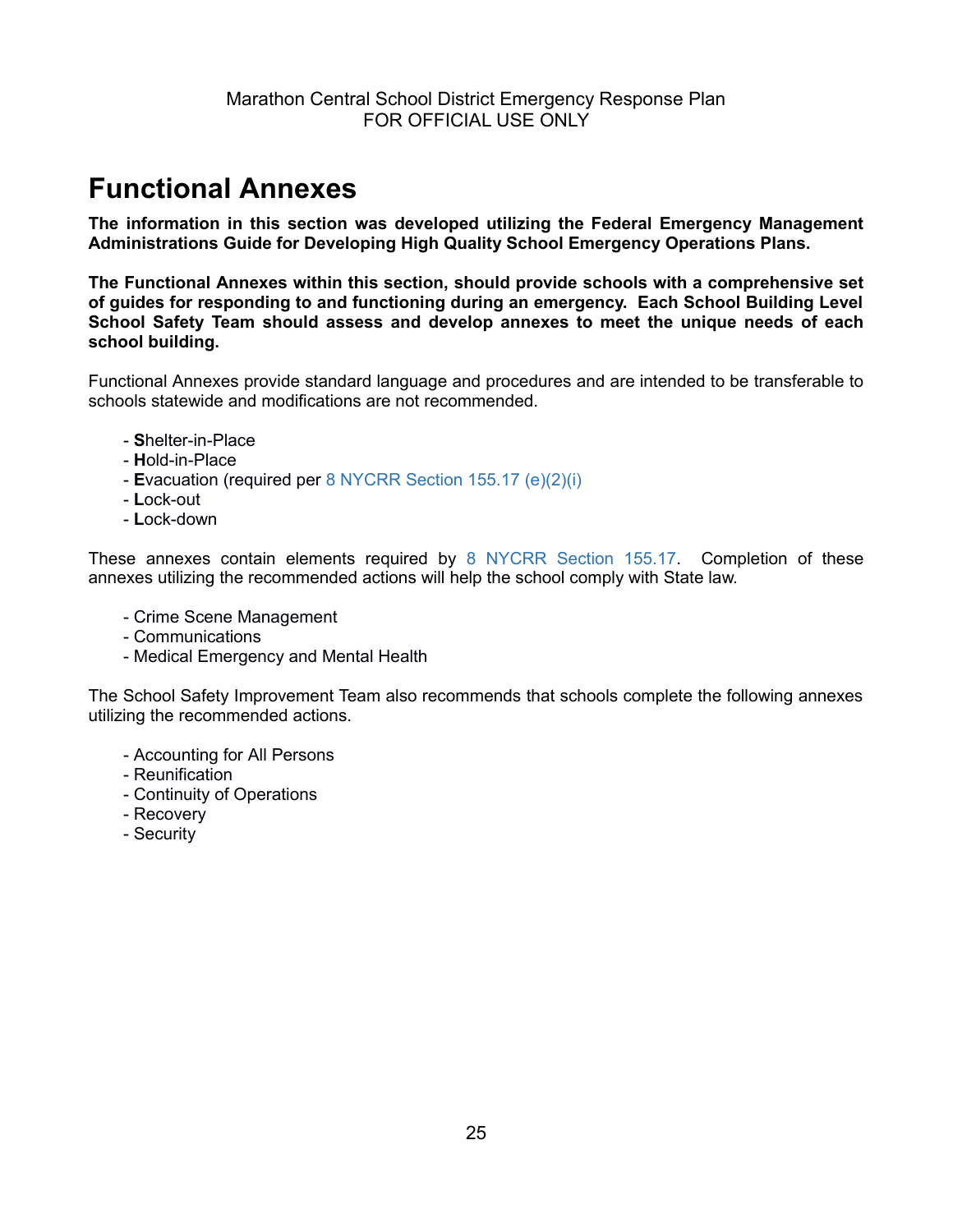# Functional Annexes

**The information in this section was developed utilizing the Federal Emergency Management Administrations Guide for Developing High Quality School Emergency Operations Plans.**

**The Functional Annexes within this section, should provide schools with a comprehensive set of guides for responding to and functioning during an emergency. Each School Building Level School Safety Team should assess and develop annexes to meet the unique needs of each school building.**

Functional Annexes provide standard language and procedures and are intended to be transferable to schools statewide and modifications are not recommended.

- **S**helter-in-Place
- **H**old-in-Place
- **E**vacuation (required per 8 NYCRR Section 155.17 (e)(2)(i)
- **L**ock-out
- **L**ock-down

These annexes contain elements required by 8 NYCRR Section 155.17. Completion of these annexes utilizing the recommended actions will help the school comply with State law.

- Crime Scene Management
- Communications
- Medical Emergency and Mental Health

The School Safety Improvement Team also recommends that schools complete the following annexes utilizing the recommended actions.

- Accounting for All Persons
- Reunification
- Continuity of Operations
- Recovery
- Security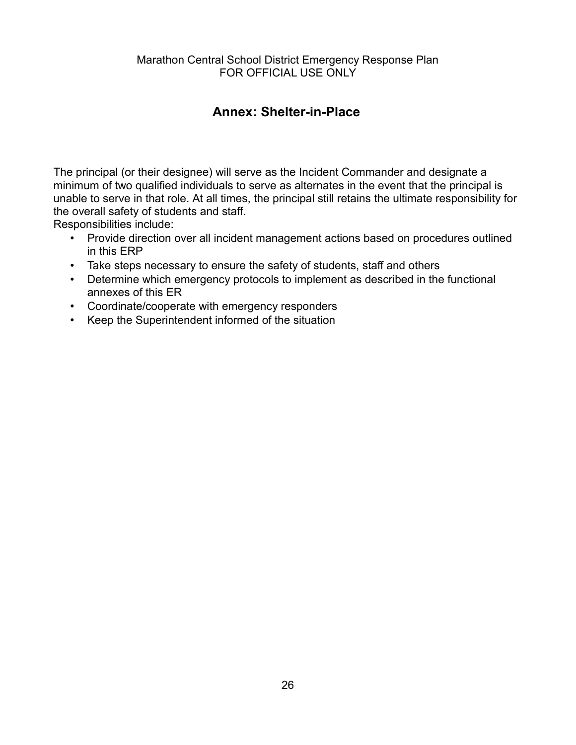## Annex: Shelter-in-Place

The principal (or their designee) will serve as the Incident Commander and designate a minimum of two qualified individuals to serve as alternates in the event that the principal is unable to serve in that role. At all times, the principal still retains the ultimate responsibility for the overall safety of students and staff.

Responsibilities include:

- Provide direction over all incident management actions based on procedures outlined in this ERP
- Take steps necessary to ensure the safety of students, staff and others
- Determine which emergency protocols to implement as described in the functional annexes of this ER
- Coordinate/cooperate with emergency responders
- Keep the Superintendent informed of the situation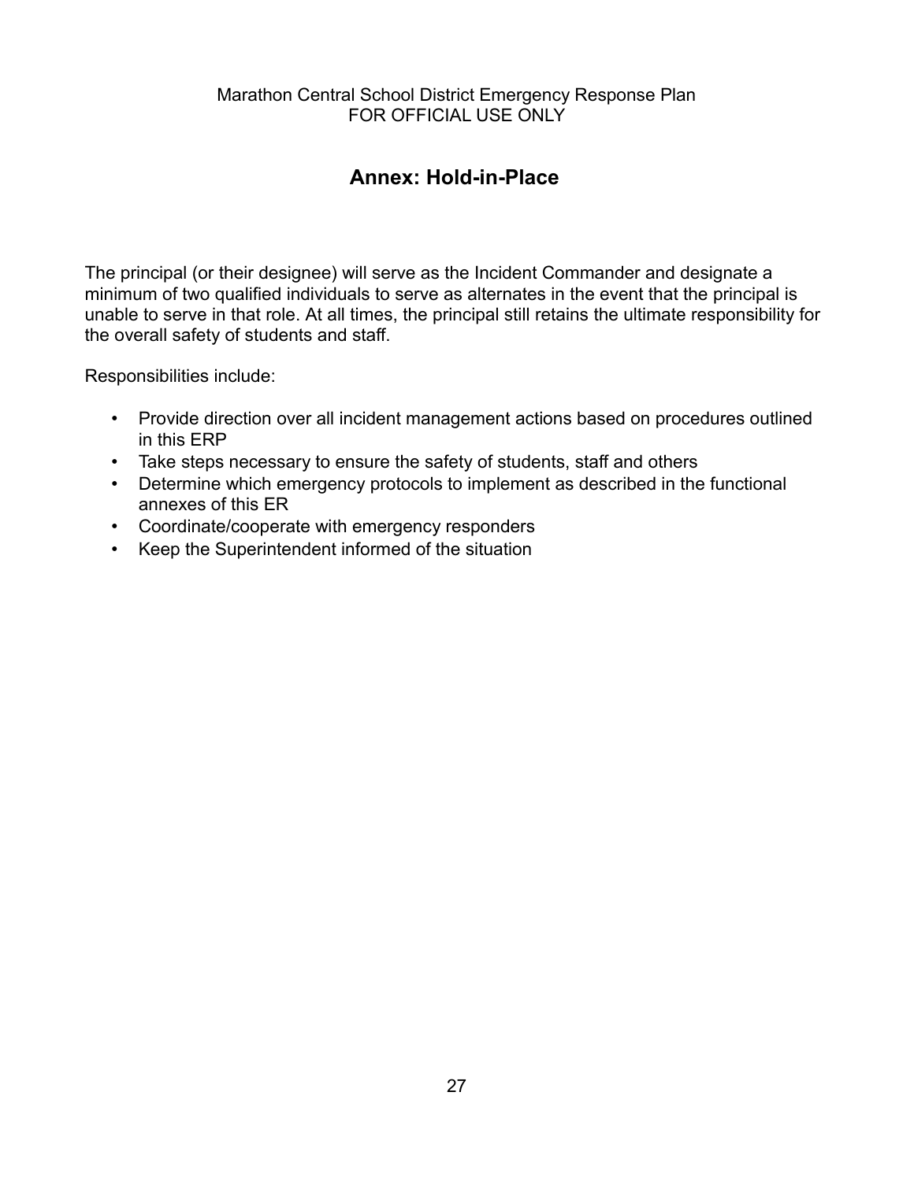## Annex: Hold-in-Place

The principal (or their designee) will serve as the Incident Commander and designate a minimum of two qualified individuals to serve as alternates in the event that the principal is unable to serve in that role. At all times, the principal still retains the ultimate responsibility for the overall safety of students and staff.

Responsibilities include:

- Provide direction over all incident management actions based on procedures outlined in this ERP
- Take steps necessary to ensure the safety of students, staff and others
- Determine which emergency protocols to implement as described in the functional annexes of this ER
- Coordinate/cooperate with emergency responders
- Keep the Superintendent informed of the situation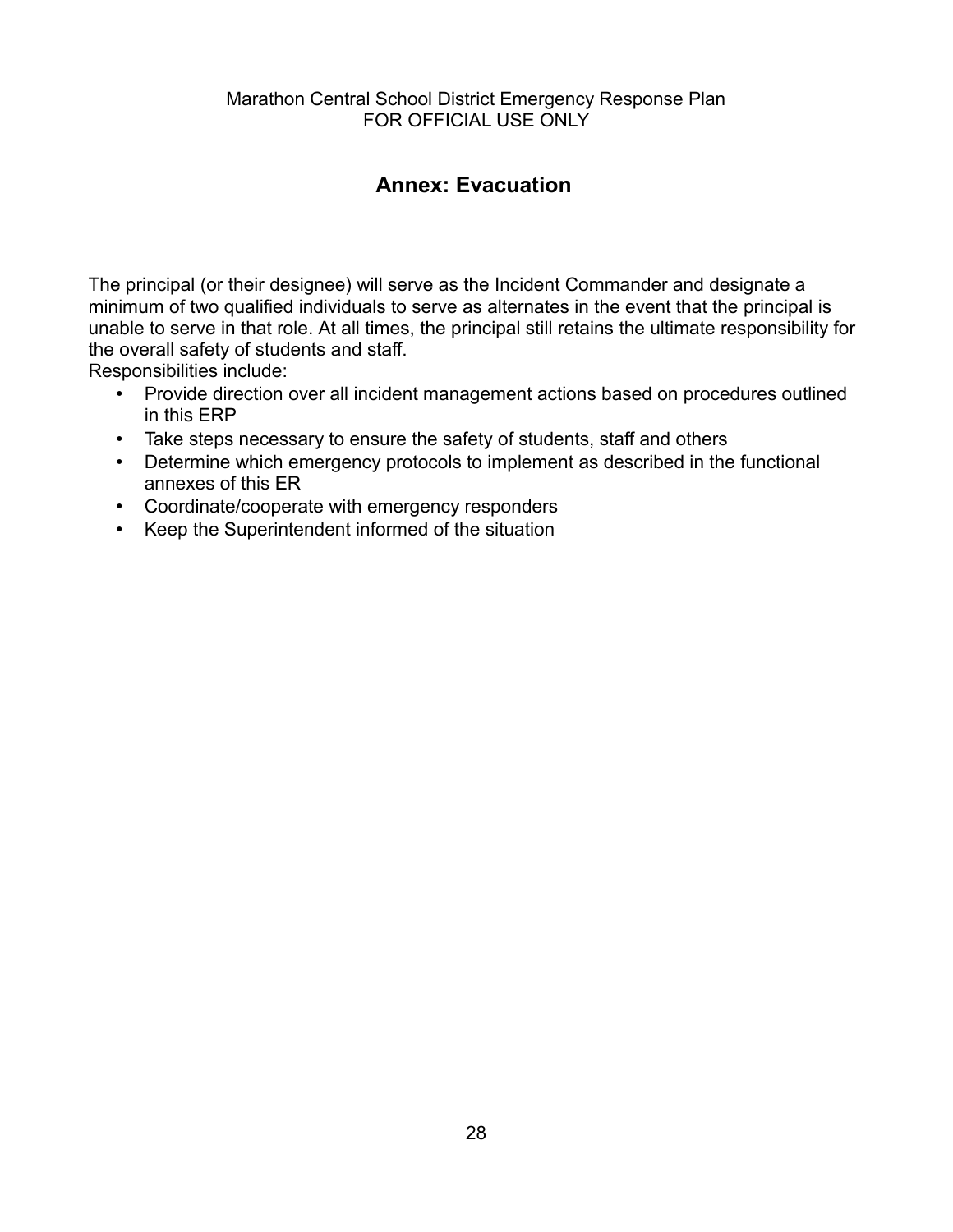# Annex: Evacuation

The principal (or their designee) will serve as the Incident Commander and designate a minimum of two qualified individuals to serve as alternates in the event that the principal is unable to serve in that role. At all times, the principal still retains the ultimate responsibility for the overall safety of students and staff.

Responsibilities include:

- Provide direction over all incident management actions based on procedures outlined in this ERP
- Take steps necessary to ensure the safety of students, staff and others
- Determine which emergency protocols to implement as described in the functional annexes of this ER
- Coordinate/cooperate with emergency responders
- Keep the Superintendent informed of the situation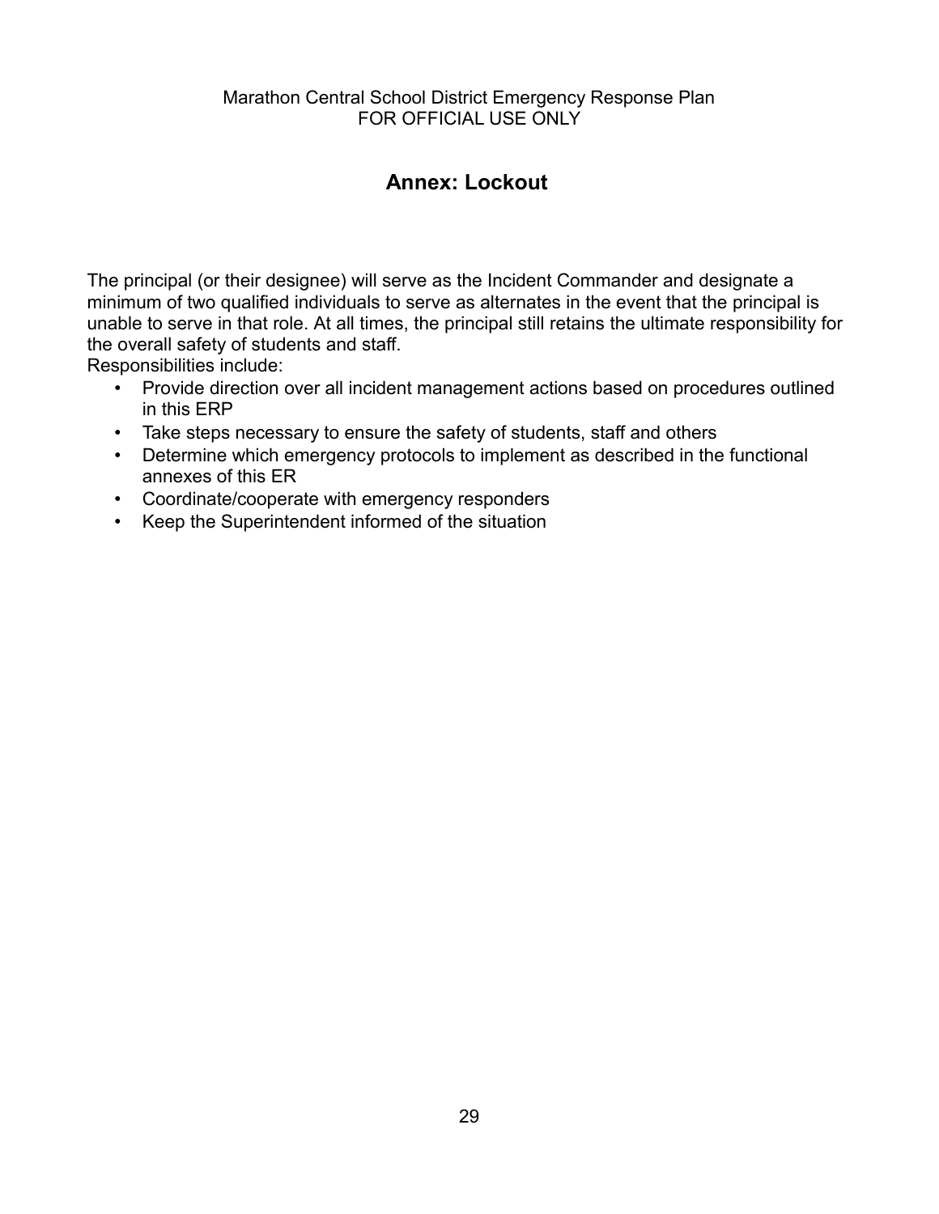# Annex: Lockout

The principal (or their designee) will serve as the Incident Commander and designate a minimum of two qualified individuals to serve as alternates in the event that the principal is unable to serve in that role. At all times, the principal still retains the ultimate responsibility for the overall safety of students and staff.

Responsibilities include:

- Provide direction over all incident management actions based on procedures outlined in this ERP
- Take steps necessary to ensure the safety of students, staff and others
- Determine which emergency protocols to implement as described in the functional annexes of this ER
- Coordinate/cooperate with emergency responders
- Keep the Superintendent informed of the situation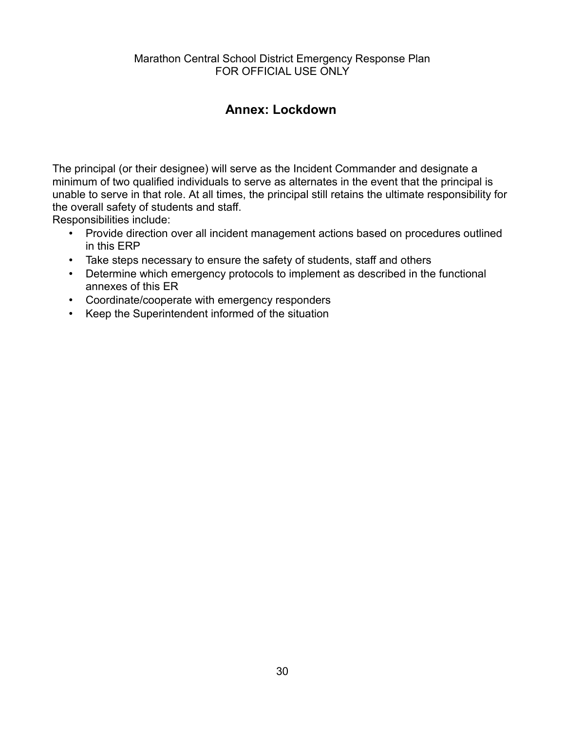## Annex: Lockdown

The principal (or their designee) will serve as the Incident Commander and designate a minimum of two qualified individuals to serve as alternates in the event that the principal is unable to serve in that role. At all times, the principal still retains the ultimate responsibility for the overall safety of students and staff.

Responsibilities include:

- Provide direction over all incident management actions based on procedures outlined in this ERP
- Take steps necessary to ensure the safety of students, staff and others
- Determine which emergency protocols to implement as described in the functional annexes of this ER
- Coordinate/cooperate with emergency responders
- Keep the Superintendent informed of the situation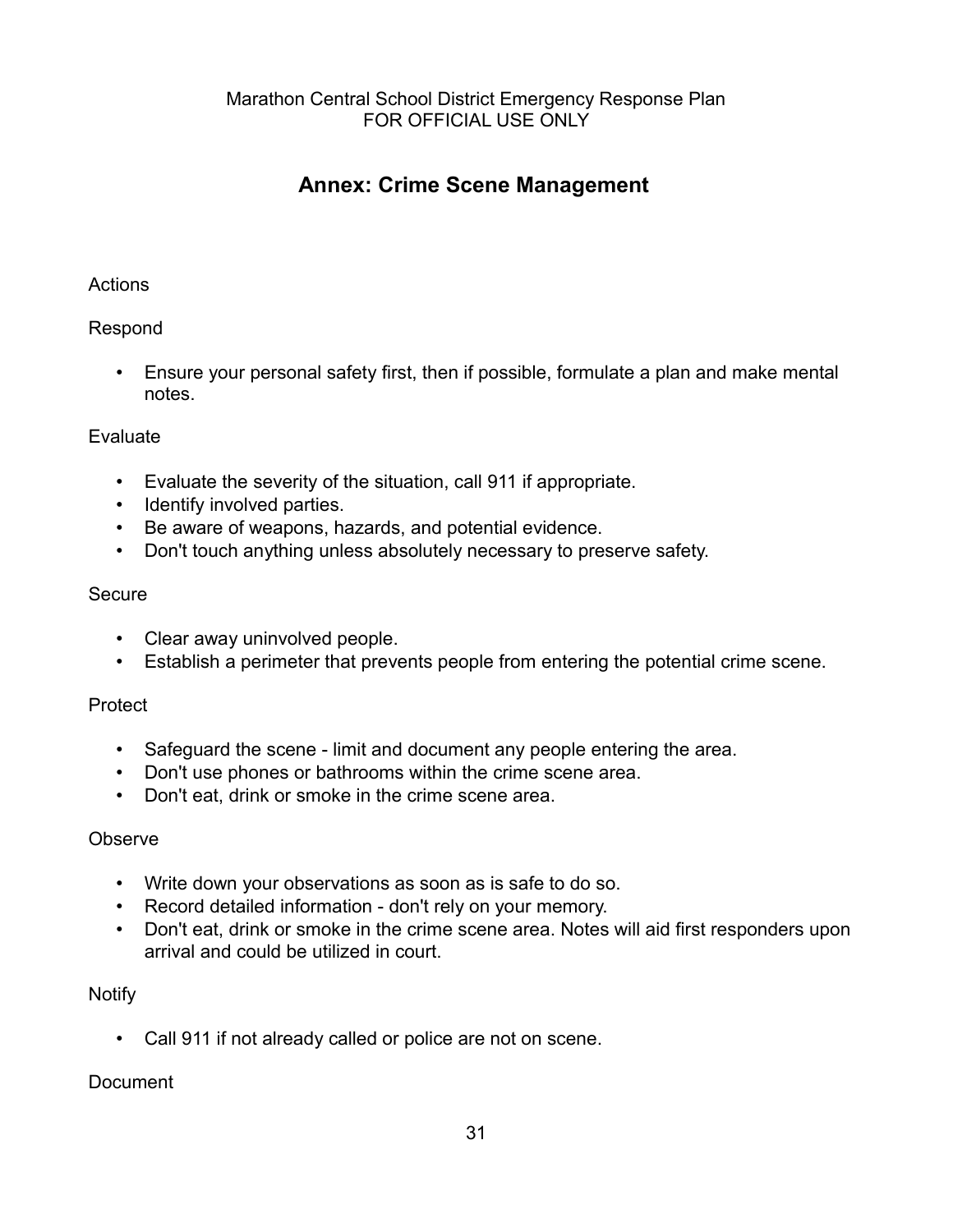# Annex: Crime Scene Management

Actions

Respond

- Ensure your personal safety first, then if possible, formulate a plan and make mental notes.

Evaluate

- Evaluate the severity of the situation, call 911 if appropriate.
- Identify involved parties.
- Be aware of weapons, hazards, and potential evidence.
- Don't touch anything unless absolutely necessary to preserve safety.

Secure

- Clear away uninvolved people.
- Establish a perimeter that prevents people from entering the potential crime scene.

Protect

- Safeguard the scene - limit and document any people entering the area.
- Don't use phones or bathrooms within the crime scene area.
- Don't eat, drink or smoke in the crime scene area.

Observe

- Write down your observations as soon as is safe to do so.
- Record detailed information - don't rely on your memory.
- Don't eat, drink or smoke in the crime scene area. Notes will aid first responders upon arrival and could be utilized in court.

Notify

- Call 911 if not already called or police are not on scene.

Document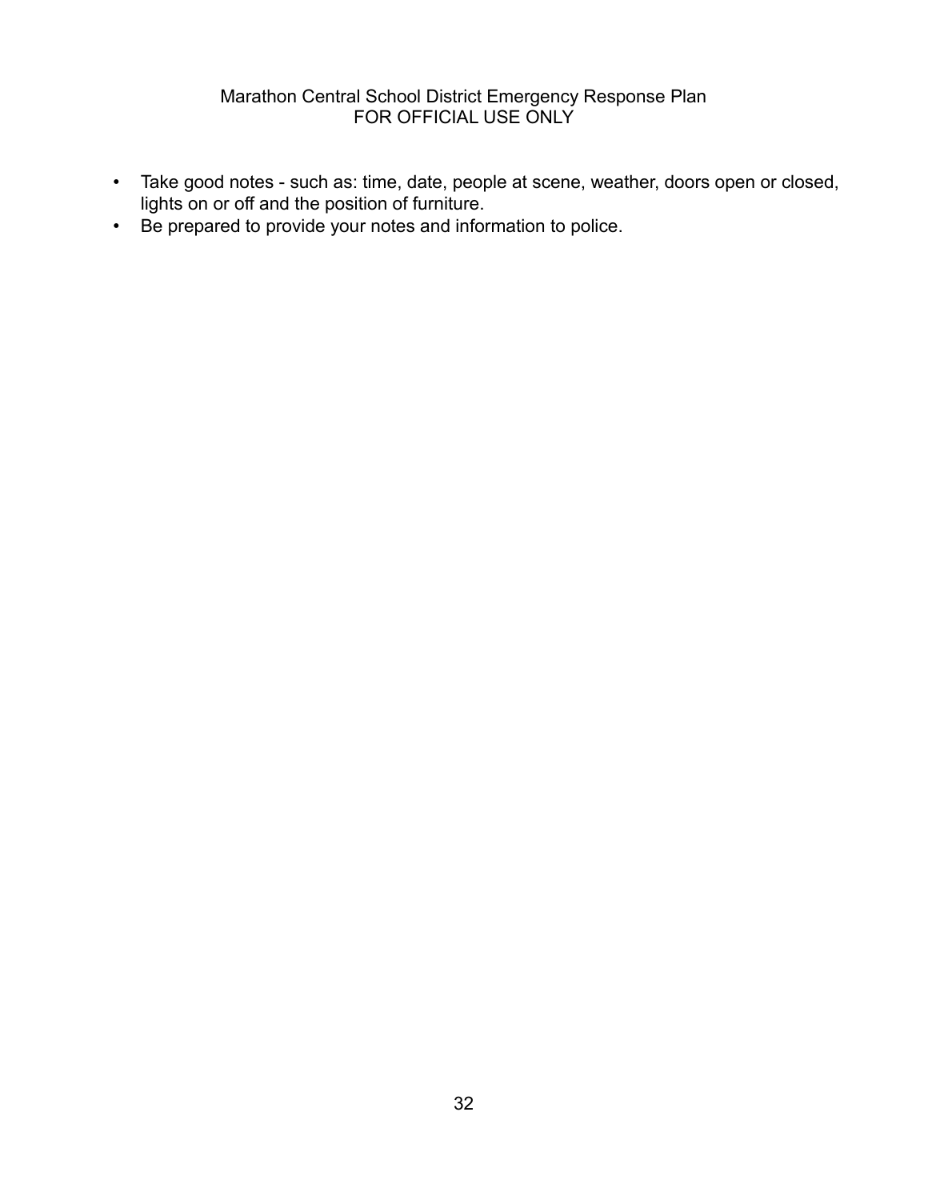- Take good notes - such as: time, date, people at scene, weather, doors open or closed, lights on or off and the position of furniture.
- Be prepared to provide your notes and information to police.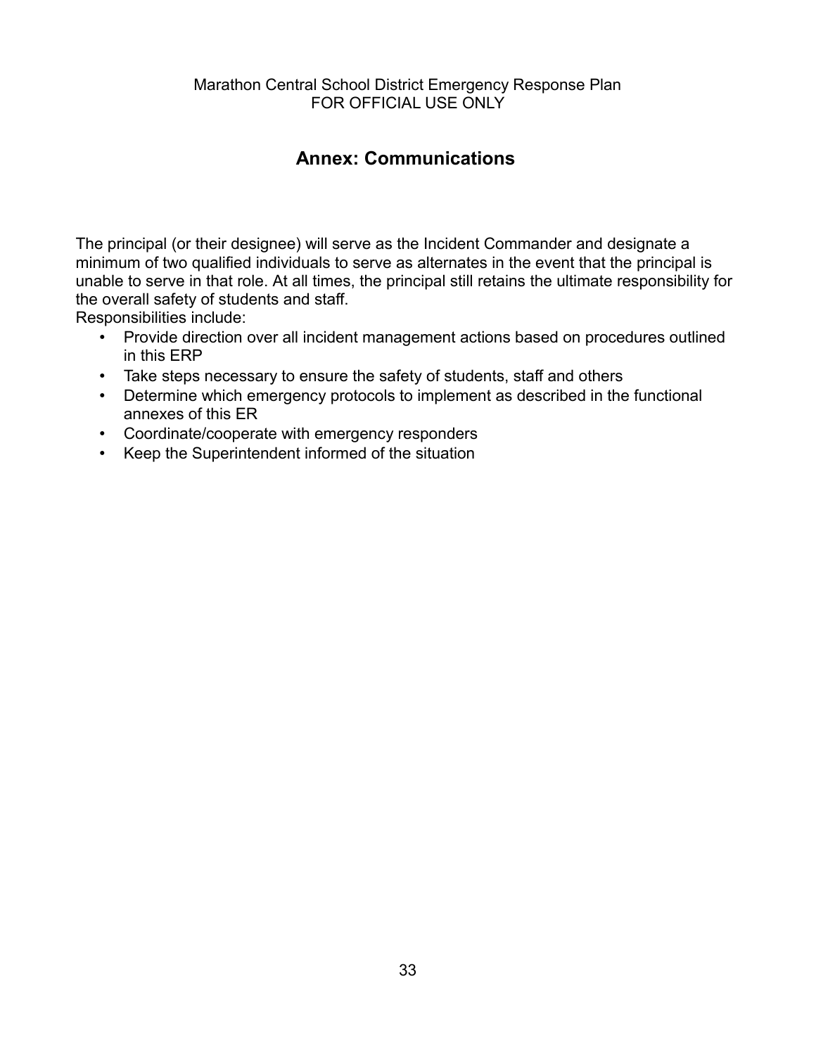# Annex: Communications

The principal (or their designee) will serve as the Incident Commander and designate a minimum of two qualified individuals to serve as alternates in the event that the principal is unable to serve in that role. At all times, the principal still retains the ultimate responsibility for the overall safety of students and staff.

Responsibilities include:

- Provide direction over all incident management actions based on procedures outlined in this ERP
- Take steps necessary to ensure the safety of students, staff and others
- Determine which emergency protocols to implement as described in the functional annexes of this ER
- Coordinate/cooperate with emergency responders
- Keep the Superintendent informed of the situation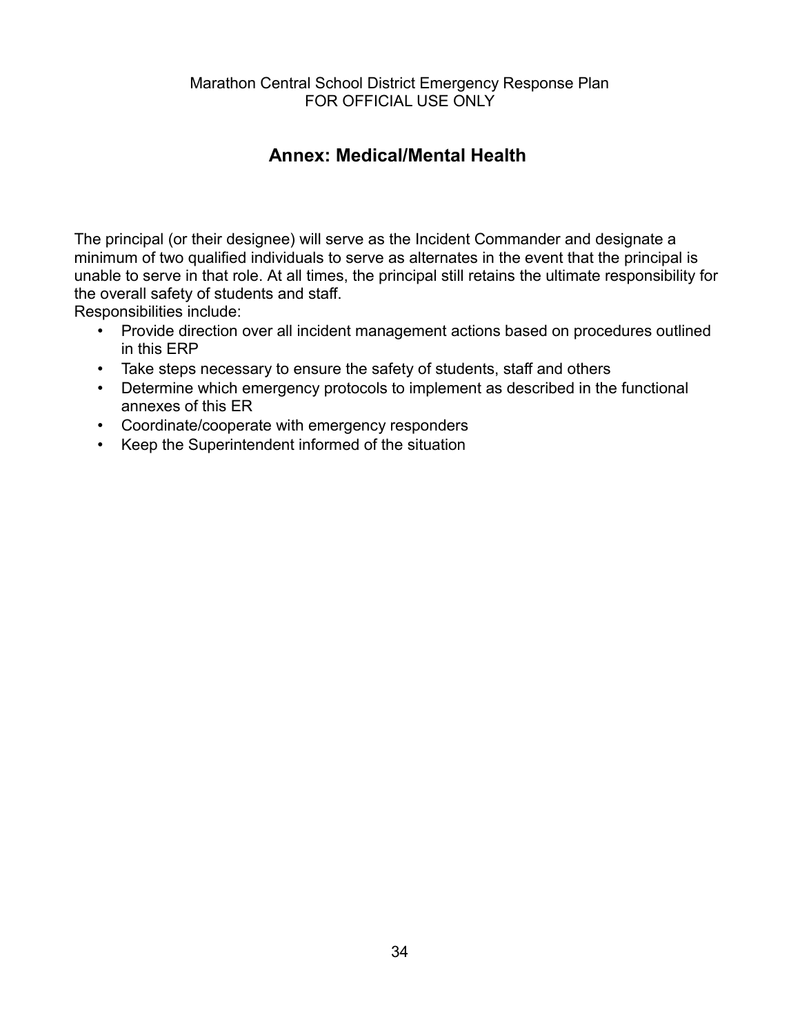# Annex: Medical/Mental Health

The principal (or their designee) will serve as the Incident Commander and designate a minimum of two qualified individuals to serve as alternates in the event that the principal is unable to serve in that role. At all times, the principal still retains the ultimate responsibility for the overall safety of students and staff.

Responsibilities include:

- Provide direction over all incident management actions based on procedures outlined in this ERP
- Take steps necessary to ensure the safety of students, staff and others
- Determine which emergency protocols to implement as described in the functional annexes of this ER
- Coordinate/cooperate with emergency responders
- Keep the Superintendent informed of the situation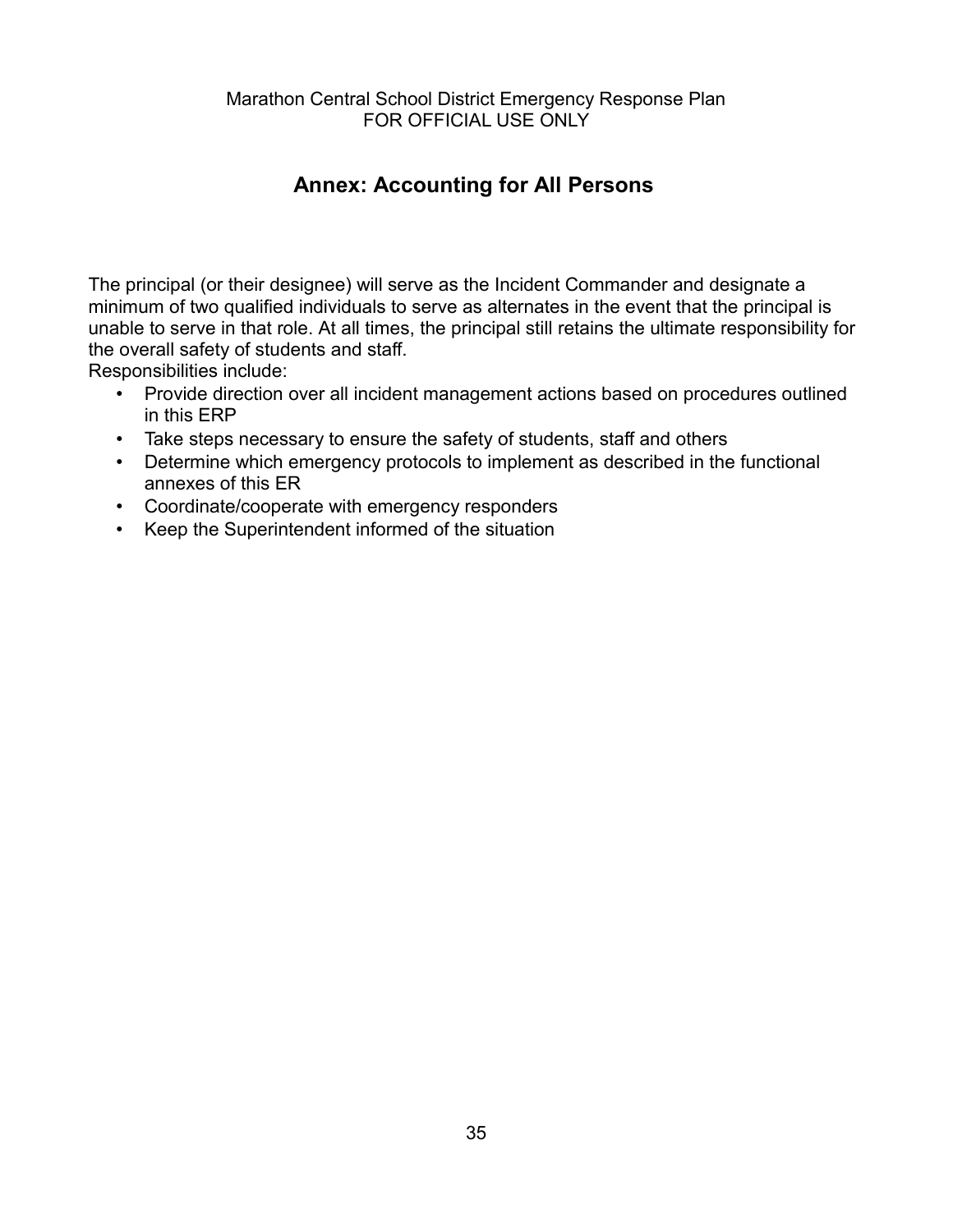# Annex: Accounting for All Persons

The principal (or their designee) will serve as the Incident Commander and designate a minimum of two qualified individuals to serve as alternates in the event that the principal is unable to serve in that role. At all times, the principal still retains the ultimate responsibility for the overall safety of students and staff.

Responsibilities include:

- Provide direction over all incident management actions based on procedures outlined in this ERP
- Take steps necessary to ensure the safety of students, staff and others
- Determine which emergency protocols to implement as described in the functional annexes of this ER
- Coordinate/cooperate with emergency responders
- Keep the Superintendent informed of the situation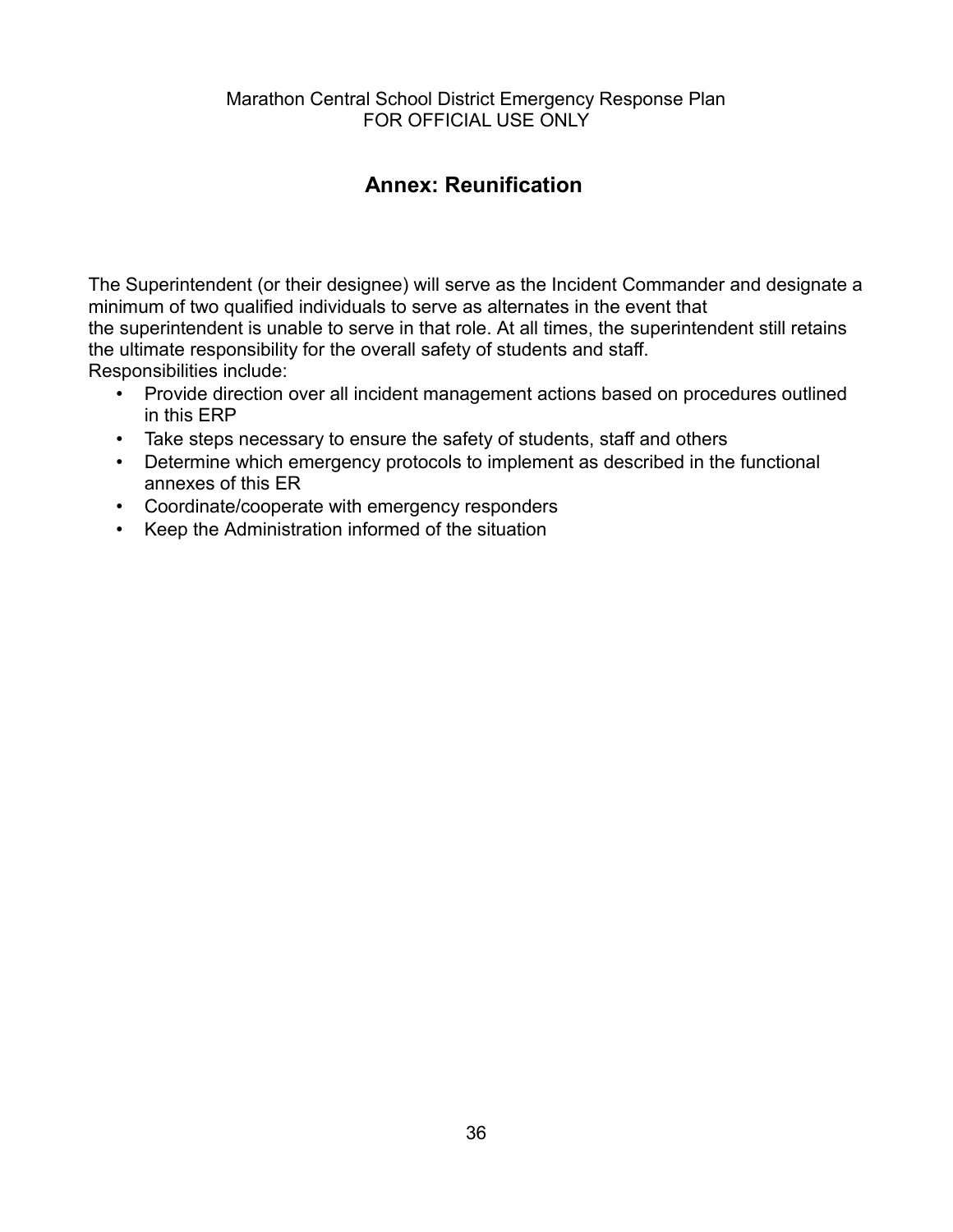## Annex: Reunification

The Superintendent (or their designee) will serve as the Incident Commander and designate a minimum of two qualified individuals to serve as alternates in the event that the superintendent is unable to serve in that role. At all times, the superintendent still retains the ultimate responsibility for the overall safety of students and staff.
Responsibilities include:

- Provide direction over all incident management actions based on procedures outlined in this ERP
- Take steps necessary to ensure the safety of students, staff and others
- Determine which emergency protocols to implement as described in the functional annexes of this ER
- Coordinate/cooperate with emergency responders
- Keep the Administration informed of the situation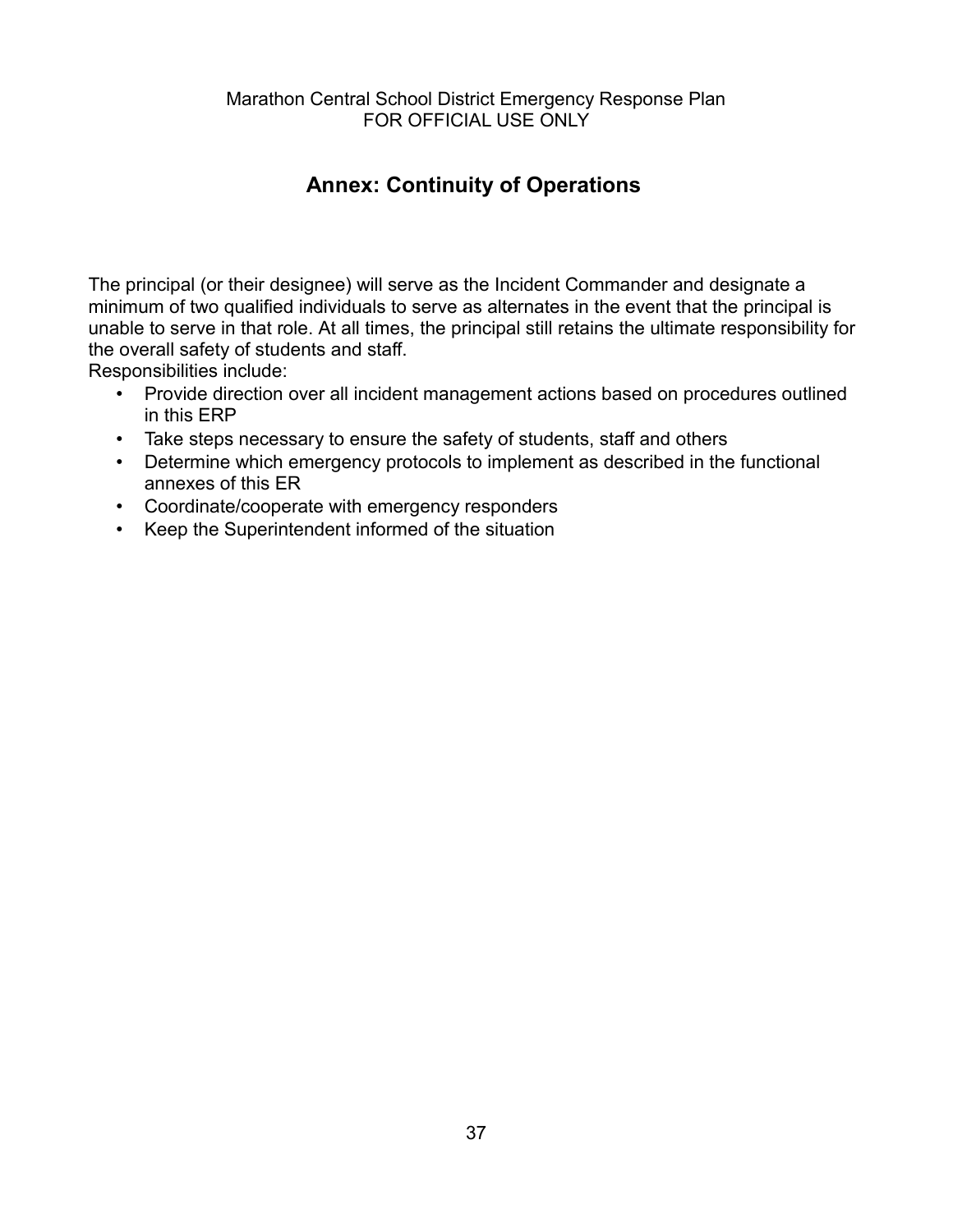# Annex: Continuity of Operations

The principal (or their designee) will serve as the Incident Commander and designate a minimum of two qualified individuals to serve as alternates in the event that the principal is unable to serve in that role. At all times, the principal still retains the ultimate responsibility for the overall safety of students and staff.

Responsibilities include:

- Provide direction over all incident management actions based on procedures outlined in this ERP
- Take steps necessary to ensure the safety of students, staff and others
- Determine which emergency protocols to implement as described in the functional annexes of this ER
- Coordinate/cooperate with emergency responders
- Keep the Superintendent informed of the situation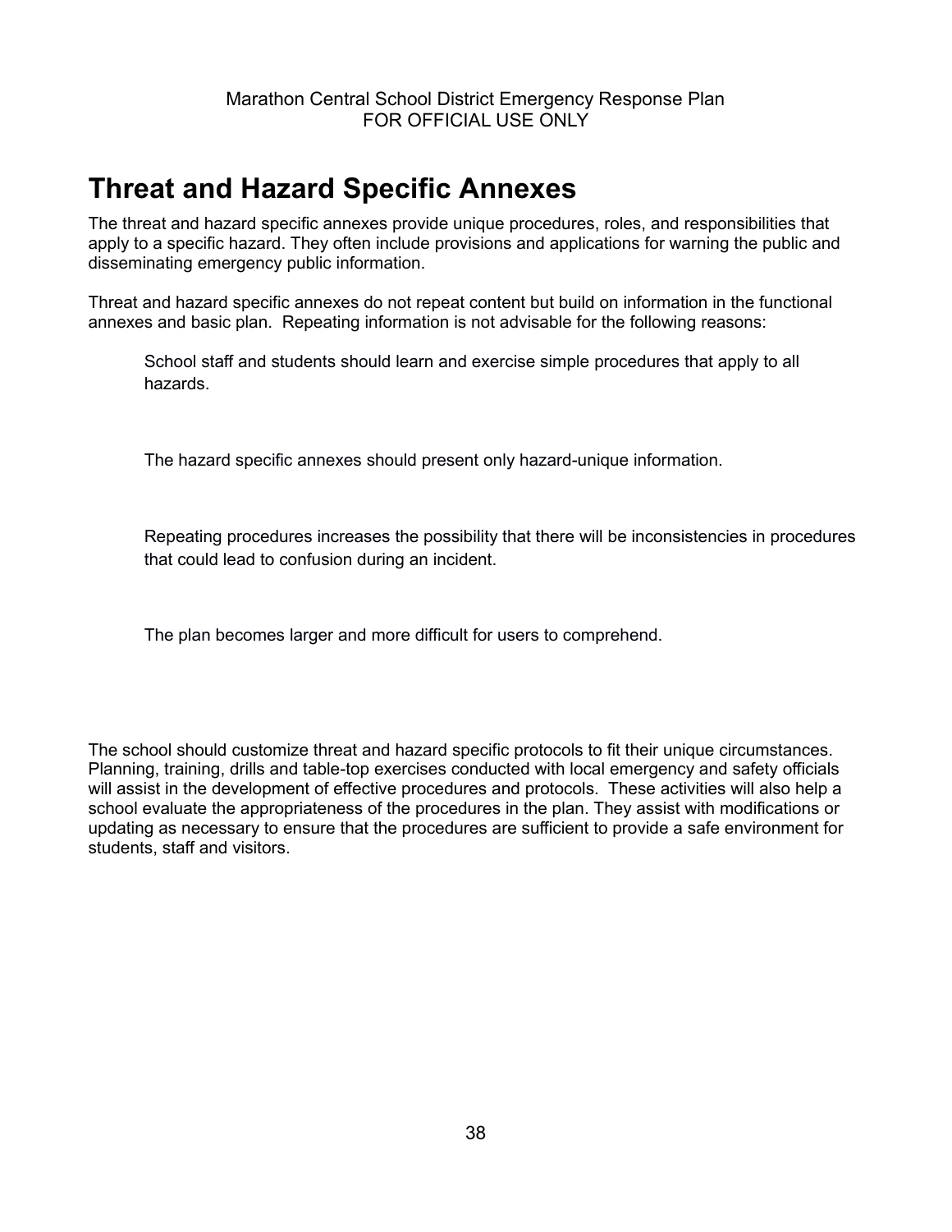# Threat and Hazard Specific Annexes

The threat and hazard specific annexes provide unique procedures, roles, and responsibilities that apply to a specific hazard. They often include provisions and applications for warning the public and disseminating emergency public information.

Threat and hazard specific annexes do not repeat content but build on information in the functional annexes and basic plan. Repeating information is not advisable for the following reasons:

> School staff and students should learn and exercise simple procedures that apply to all hazards.
>
> The hazard specific annexes should present only hazard-unique information.
>
> Repeating procedures increases the possibility that there will be inconsistencies in procedures that could lead to confusion during an incident.
>
> The plan becomes larger and more difficult for users to comprehend.

The school should customize threat and hazard specific protocols to fit their unique circumstances. Planning, training, drills and table-top exercises conducted with local emergency and safety officials will assist in the development of effective procedures and protocols. These activities will also help a school evaluate the appropriateness of the procedures in the plan. They assist with modifications or updating as necessary to ensure that the procedures are sufficient to provide a safe environment for students, staff and visitors.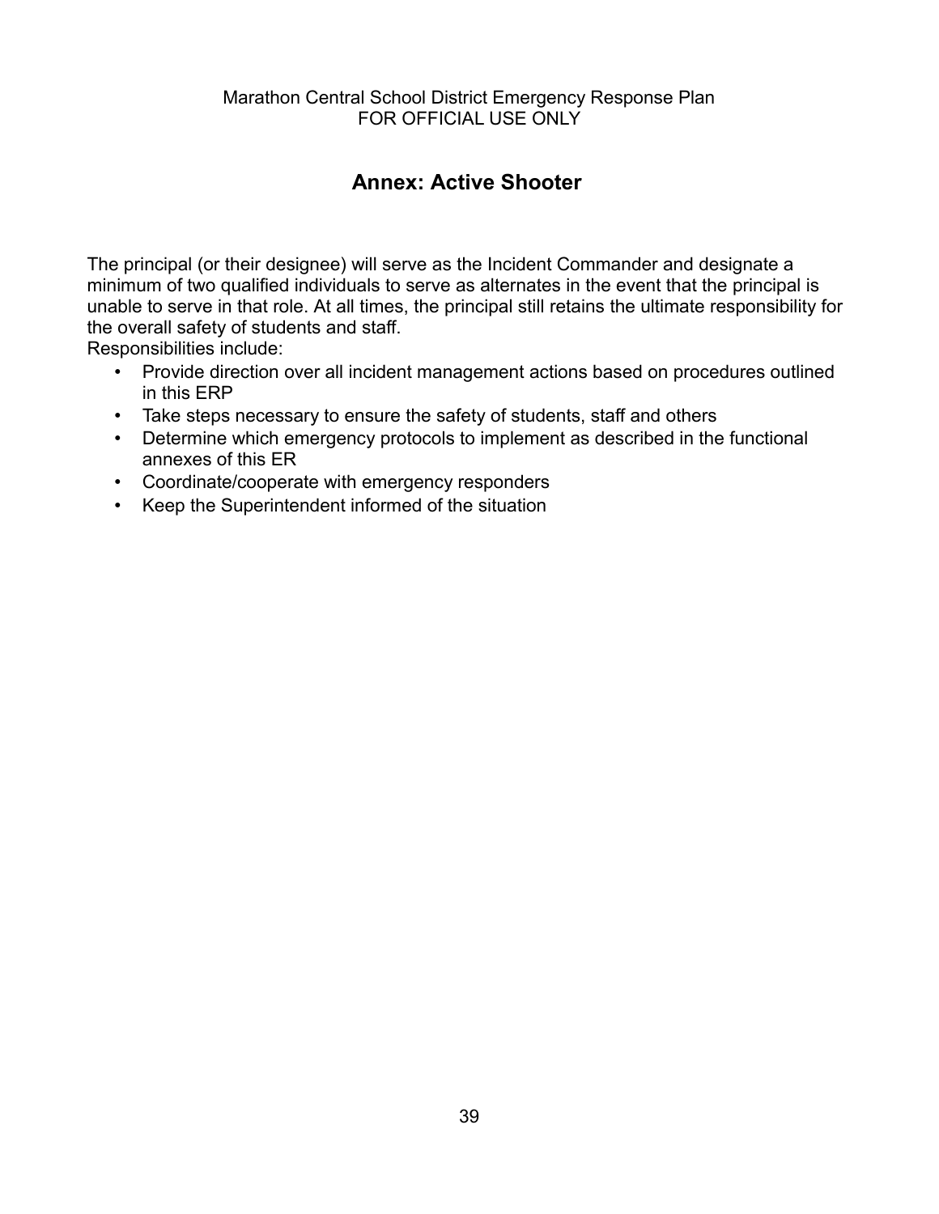## Annex: Active Shooter

The principal (or their designee) will serve as the Incident Commander and designate a minimum of two qualified individuals to serve as alternates in the event that the principal is unable to serve in that role. At all times, the principal still retains the ultimate responsibility for the overall safety of students and staff.

Responsibilities include:

- Provide direction over all incident management actions based on procedures outlined in this ERP
- Take steps necessary to ensure the safety of students, staff and others
- Determine which emergency protocols to implement as described in the functional annexes of this ER
- Coordinate/cooperate with emergency responders
- Keep the Superintendent informed of the situation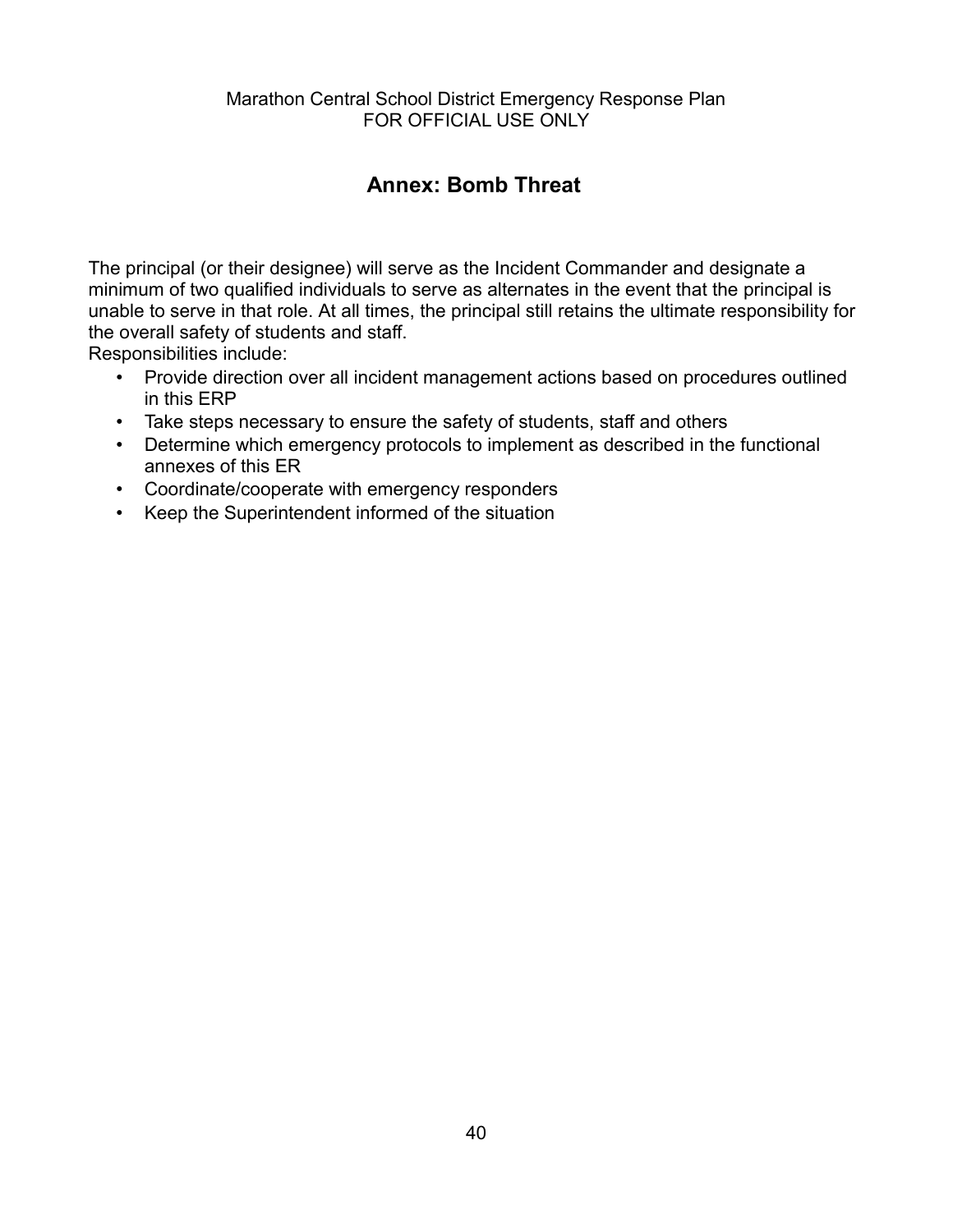# Annex: Bomb Threat

The principal (or their designee) will serve as the Incident Commander and designate a minimum of two qualified individuals to serve as alternates in the event that the principal is unable to serve in that role. At all times, the principal still retains the ultimate responsibility for the overall safety of students and staff.

Responsibilities include:

- Provide direction over all incident management actions based on procedures outlined in this ERP
- Take steps necessary to ensure the safety of students, staff and others
- Determine which emergency protocols to implement as described in the functional annexes of this ER
- Coordinate/cooperate with emergency responders
- Keep the Superintendent informed of the situation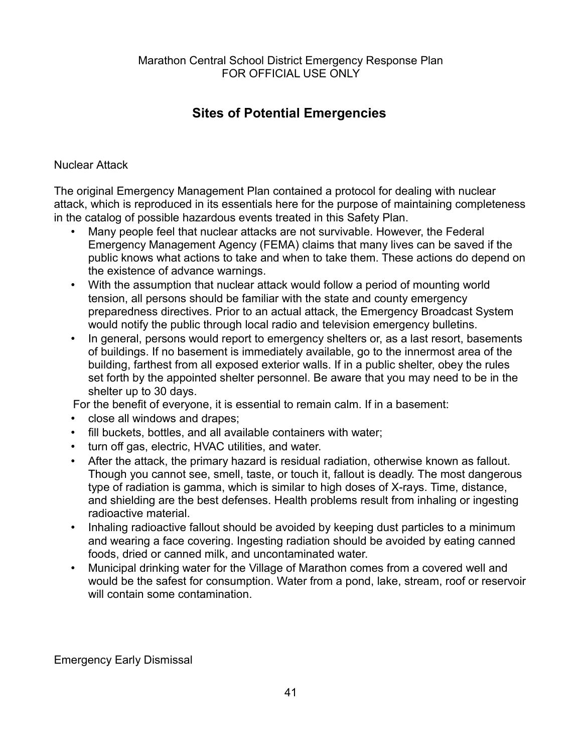## Sites of Potential Emergencies

Nuclear Attack

The original Emergency Management Plan contained a protocol for dealing with nuclear attack, which is reproduced in its essentials here for the purpose of maintaining completeness in the catalog of possible hazardous events treated in this Safety Plan.

- Many people feel that nuclear attacks are not survivable. However, the Federal Emergency Management Agency (FEMA) claims that many lives can be saved if the public knows what actions to take and when to take them. These actions do depend on the existence of advance warnings.
- With the assumption that nuclear attack would follow a period of mounting world tension, all persons should be familiar with the state and county emergency preparedness directives. Prior to an actual attack, the Emergency Broadcast System would notify the public through local radio and television emergency bulletins.
- In general, persons would report to emergency shelters or, as a last resort, basements of buildings. If no basement is immediately available, go to the innermost area of the building, farthest from all exposed exterior walls. If in a public shelter, obey the rules set forth by the appointed shelter personnel. Be aware that you may need to be in the shelter up to 30 days.

For the benefit of everyone, it is essential to remain calm. If in a basement:

- close all windows and drapes;
- fill buckets, bottles, and all available containers with water;
- turn off gas, electric, HVAC utilities, and water.
- After the attack, the primary hazard is residual radiation, otherwise known as fallout. Though you cannot see, smell, taste, or touch it, fallout is deadly. The most dangerous type of radiation is gamma, which is similar to high doses of X-rays. Time, distance, and shielding are the best defenses. Health problems result from inhaling or ingesting radioactive material.
- Inhaling radioactive fallout should be avoided by keeping dust particles to a minimum and wearing a face covering. Ingesting radiation should be avoided by eating canned foods, dried or canned milk, and uncontaminated water.
- Municipal drinking water for the Village of Marathon comes from a covered well and would be the safest for consumption. Water from a pond, lake, stream, roof or reservoir will contain some contamination.

Emergency Early Dismissal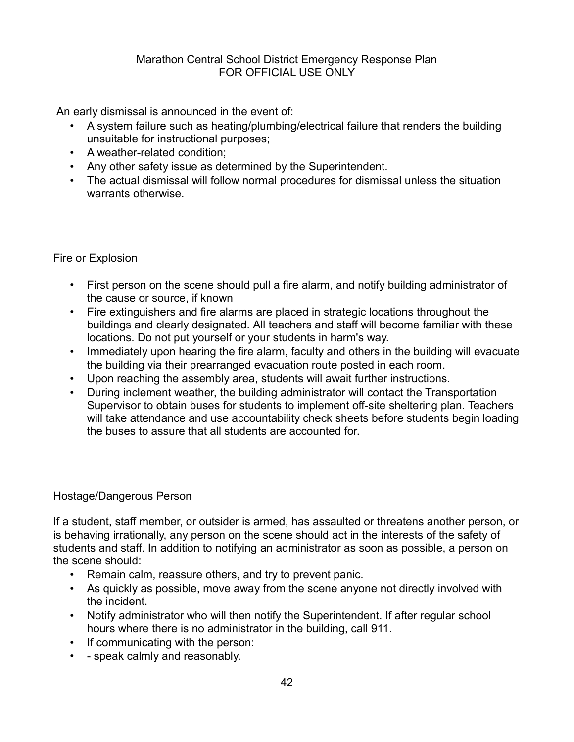An early dismissal is announced in the event of:

- A system failure such as heating/plumbing/electrical failure that renders the building unsuitable for instructional purposes;
- A weather-related condition;
- Any other safety issue as determined by the Superintendent.
- The actual dismissal will follow normal procedures for dismissal unless the situation warrants otherwise.

## Fire or Explosion

- First person on the scene should pull a fire alarm, and notify building administrator of the cause or source, if known
- Fire extinguishers and fire alarms are placed in strategic locations throughout the buildings and clearly designated. All teachers and staff will become familiar with these locations. Do not put yourself or your students in harm's way.
- Immediately upon hearing the fire alarm, faculty and others in the building will evacuate the building via their prearranged evacuation route posted in each room.
- Upon reaching the assembly area, students will await further instructions.
- During inclement weather, the building administrator will contact the Transportation Supervisor to obtain buses for students to implement off-site sheltering plan. Teachers will take attendance and use accountability check sheets before students begin loading the buses to assure that all students are accounted for.

## Hostage/Dangerous Person

If a student, staff member, or outsider is armed, has assaulted or threatens another person, or is behaving irrationally, any person on the scene should act in the interests of the safety of students and staff. In addition to notifying an administrator as soon as possible, a person on the scene should:

- Remain calm, reassure others, and try to prevent panic.
- As quickly as possible, move away from the scene anyone not directly involved with the incident.
- Notify administrator who will then notify the Superintendent. If after regular school hours where there is no administrator in the building, call 911.
- If communicating with the person:
- - speak calmly and reasonably.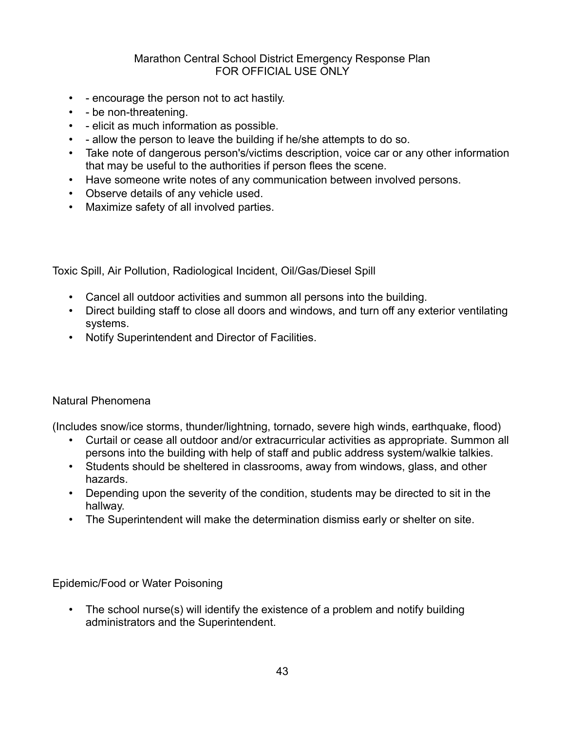- - encourage the person not to act hastily.
- - be non-threatening.
- - elicit as much information as possible.
- - allow the person to leave the building if he/she attempts to do so.
- Take note of dangerous person's/victims description, voice car or any other information that may be useful to the authorities if person flees the scene.
- Have someone write notes of any communication between involved persons.
- Observe details of any vehicle used.
- Maximize safety of all involved parties.

Toxic Spill, Air Pollution, Radiological Incident, Oil/Gas/Diesel Spill

- Cancel all outdoor activities and summon all persons into the building.
- Direct building staff to close all doors and windows, and turn off any exterior ventilating systems.
- Notify Superintendent and Director of Facilities.

Natural Phenomena

(Includes snow/ice storms, thunder/lightning, tornado, severe high winds, earthquake, flood)

- Curtail or cease all outdoor and/or extracurricular activities as appropriate. Summon all persons into the building with help of staff and public address system/walkie talkies.
- Students should be sheltered in classrooms, away from windows, glass, and other hazards.
- Depending upon the severity of the condition, students may be directed to sit in the hallway.
- The Superintendent will make the determination dismiss early or shelter on site.

Epidemic/Food or Water Poisoning

- The school nurse(s) will identify the existence of a problem and notify building administrators and the Superintendent.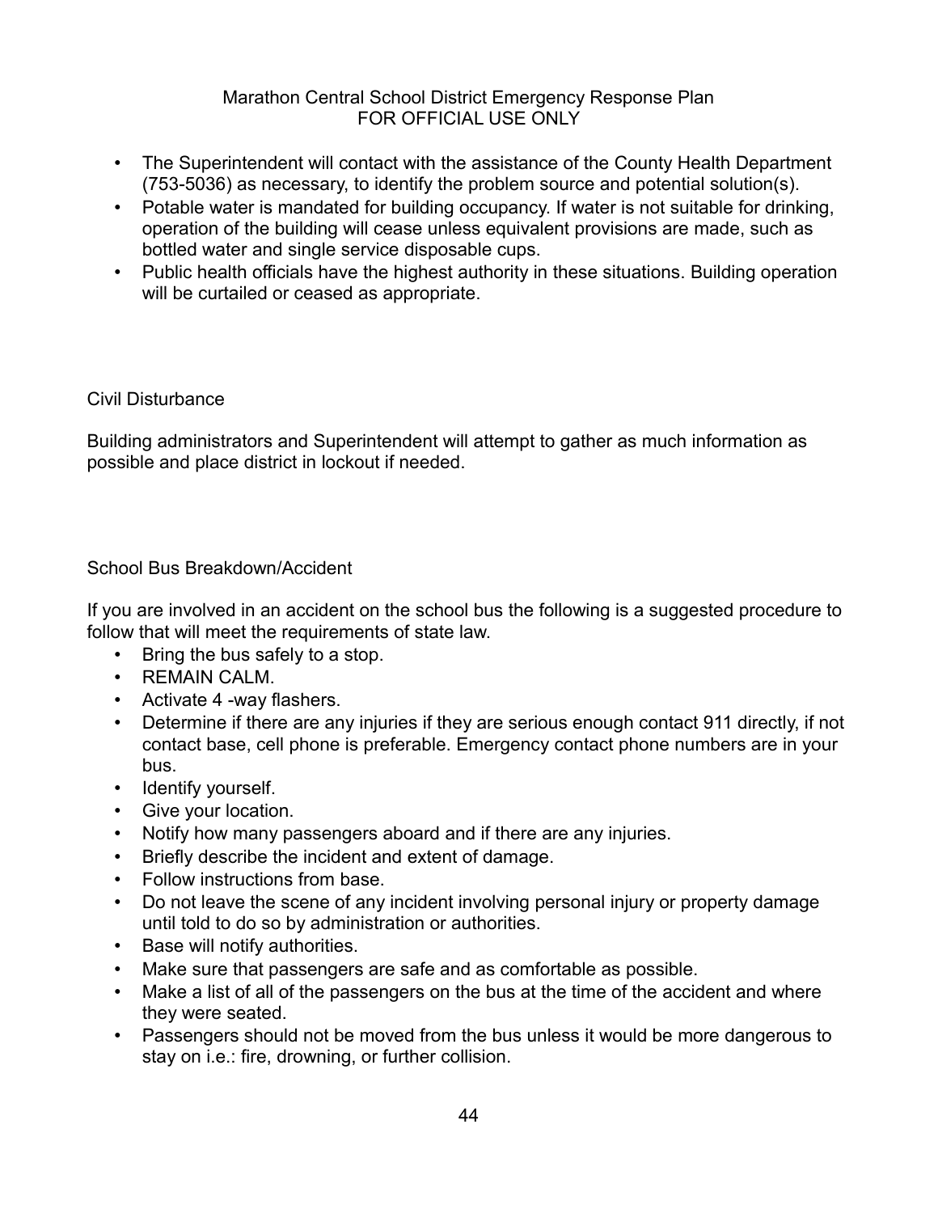- The Superintendent will contact with the assistance of the County Health Department (753-5036) as necessary, to identify the problem source and potential solution(s).
- Potable water is mandated for building occupancy. If water is not suitable for drinking, operation of the building will cease unless equivalent provisions are made, such as bottled water and single service disposable cups.
- Public health officials have the highest authority in these situations. Building operation will be curtailed or ceased as appropriate.

## Civil Disturbance

Building administrators and Superintendent will attempt to gather as much information as possible and place district in lockout if needed.

## School Bus Breakdown/Accident

If you are involved in an accident on the school bus the following is a suggested procedure to follow that will meet the requirements of state law.

- Bring the bus safely to a stop.
- REMAIN CALM.
- Activate 4 -way flashers.
- Determine if there are any injuries if they are serious enough contact 911 directly, if not contact base, cell phone is preferable. Emergency contact phone numbers are in your bus.
- Identify yourself.
- Give your location.
- Notify how many passengers aboard and if there are any injuries.
- Briefly describe the incident and extent of damage.
- Follow instructions from base.
- Do not leave the scene of any incident involving personal injury or property damage until told to do so by administration or authorities.
- Base will notify authorities.
- Make sure that passengers are safe and as comfortable as possible.
- Make a list of all of the passengers on the bus at the time of the accident and where they were seated.
- Passengers should not be moved from the bus unless it would be more dangerous to stay on i.e.: fire, drowning, or further collision.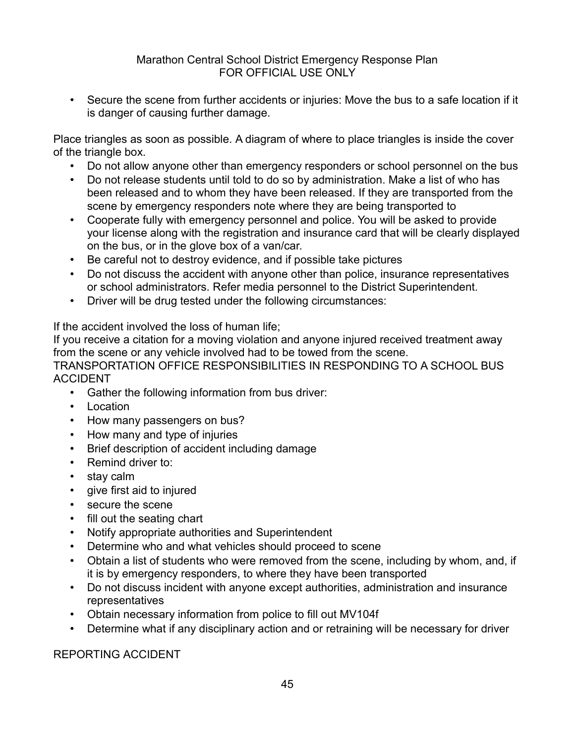- Secure the scene from further accidents or injuries: Move the bus to a safe location if it is danger of causing further damage.

Place triangles as soon as possible. A diagram of where to place triangles is inside the cover of the triangle box.

- Do not allow anyone other than emergency responders or school personnel on the bus
- Do not release students until told to do so by administration. Make a list of who has been released and to whom they have been released. If they are transported from the scene by emergency responders note where they are being transported to
- Cooperate fully with emergency personnel and police. You will be asked to provide your license along with the registration and insurance card that will be clearly displayed on the bus, or in the glove box of a van/car.
- Be careful not to destroy evidence, and if possible take pictures
- Do not discuss the accident with anyone other than police, insurance representatives or school administrators. Refer media personnel to the District Superintendent.
- Driver will be drug tested under the following circumstances:

If the accident involved the loss of human life;

If you receive a citation for a moving violation and anyone injured received treatment away from the scene or any vehicle involved had to be towed from the scene.

TRANSPORTATION OFFICE RESPONSIBILITIES IN RESPONDING TO A SCHOOL BUS ACCIDENT

- Gather the following information from bus driver:
- Location
- How many passengers on bus?
- How many and type of injuries
- Brief description of accident including damage
- Remind driver to:
- stay calm
- give first aid to injured
- secure the scene
- fill out the seating chart
- Notify appropriate authorities and Superintendent
- Determine who and what vehicles should proceed to scene
- Obtain a list of students who were removed from the scene, including by whom, and, if it is by emergency responders, to where they have been transported
- Do not discuss incident with anyone except authorities, administration and insurance representatives
- Obtain necessary information from police to fill out MV104f
- Determine what if any disciplinary action and or retraining will be necessary for driver

REPORTING ACCIDENT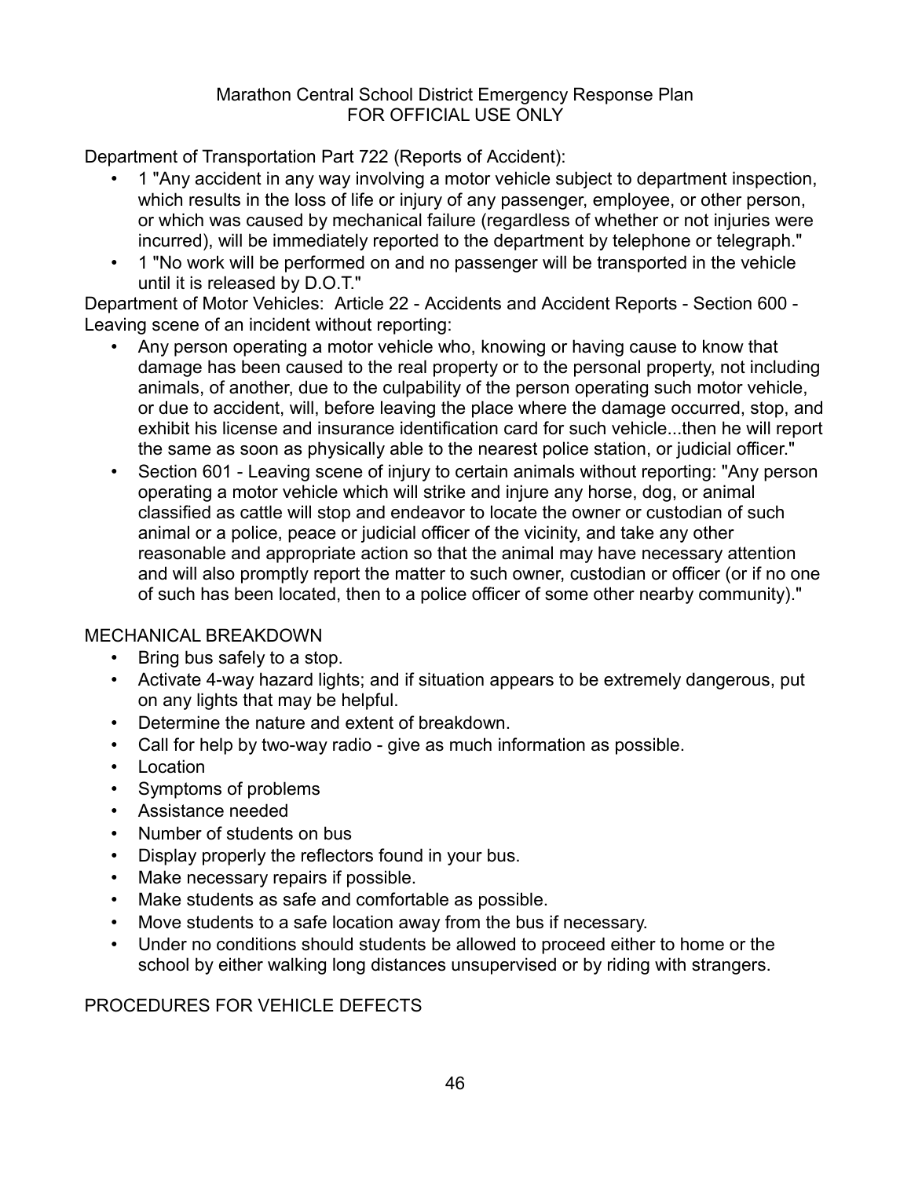Department of Transportation Part 722 (Reports of Accident):

- 1 "Any accident in any way involving a motor vehicle subject to department inspection, which results in the loss of life or injury of any passenger, employee, or other person, or which was caused by mechanical failure (regardless of whether or not injuries were incurred), will be immediately reported to the department by telephone or telegraph."
- 1 "No work will be performed on and no passenger will be transported in the vehicle until it is released by D.O.T."

Department of Motor Vehicles: Article 22 - Accidents and Accident Reports - Section 600 - Leaving scene of an incident without reporting:

- Any person operating a motor vehicle who, knowing or having cause to know that damage has been caused to the real property or to the personal property, not including animals, of another, due to the culpability of the person operating such motor vehicle, or due to accident, will, before leaving the place where the damage occurred, stop, and exhibit his license and insurance identification card for such vehicle...then he will report the same as soon as physically able to the nearest police station, or judicial officer."
- Section 601 - Leaving scene of injury to certain animals without reporting: "Any person operating a motor vehicle which will strike and injure any horse, dog, or animal classified as cattle will stop and endeavor to locate the owner or custodian of such animal or a police, peace or judicial officer of the vicinity, and take any other reasonable and appropriate action so that the animal may have necessary attention and will also promptly report the matter to such owner, custodian or officer (or if no one of such has been located, then to a police officer of some other nearby community)."

## MECHANICAL BREAKDOWN

- Bring bus safely to a stop.
- Activate 4-way hazard lights; and if situation appears to be extremely dangerous, put on any lights that may be helpful.
- Determine the nature and extent of breakdown.
- Call for help by two-way radio - give as much information as possible.
- Location
- Symptoms of problems
- Assistance needed
- Number of students on bus
- Display properly the reflectors found in your bus.
- Make necessary repairs if possible.
- Make students as safe and comfortable as possible.
- Move students to a safe location away from the bus if necessary.
- Under no conditions should students be allowed to proceed either to home or the school by either walking long distances unsupervised or by riding with strangers.

## PROCEDURES FOR VEHICLE DEFECTS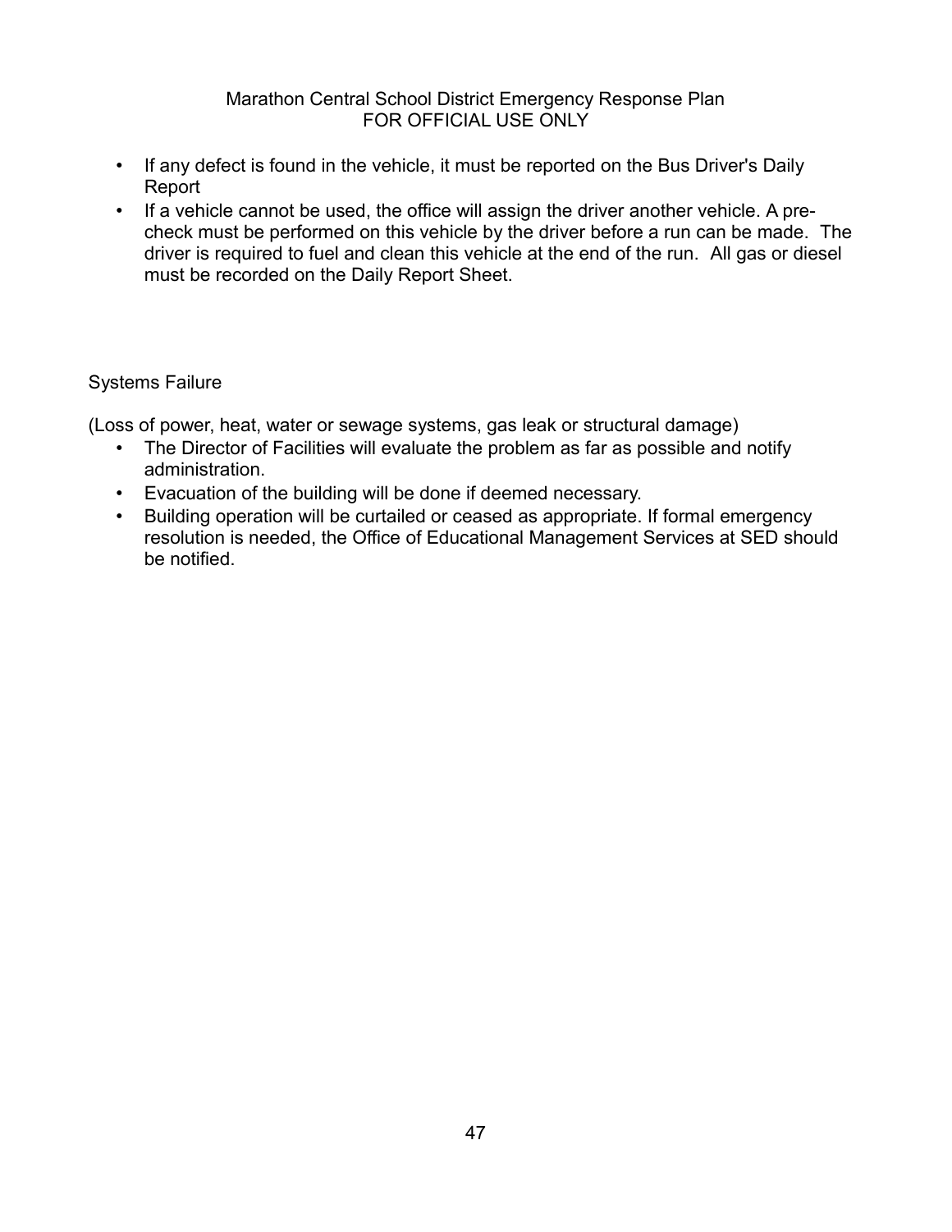- If any defect is found in the vehicle, it must be reported on the Bus Driver's Daily Report
- If a vehicle cannot be used, the office will assign the driver another vehicle. A pre-check must be performed on this vehicle by the driver before a run can be made. The driver is required to fuel and clean this vehicle at the end of the run. All gas or diesel must be recorded on the Daily Report Sheet.

## Systems Failure

(Loss of power, heat, water or sewage systems, gas leak or structural damage)

- The Director of Facilities will evaluate the problem as far as possible and notify administration.
- Evacuation of the building will be done if deemed necessary.
- Building operation will be curtailed or ceased as appropriate. If formal emergency resolution is needed, the Office of Educational Management Services at SED should be notified.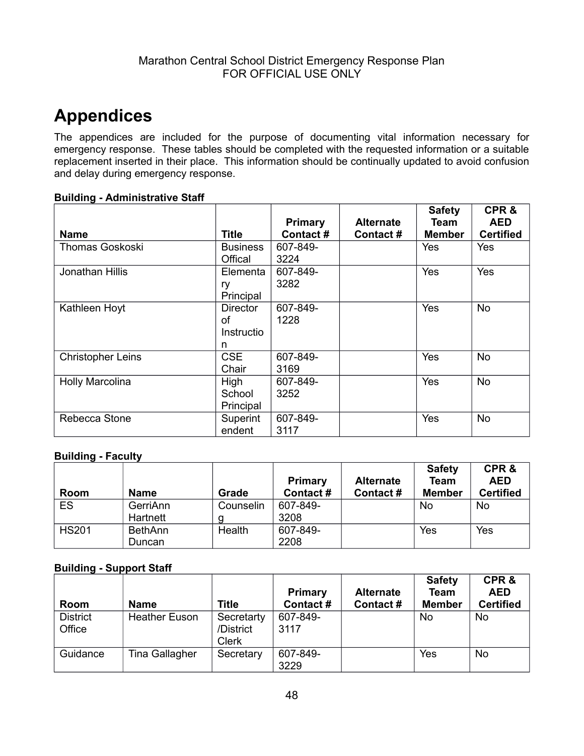# Appendices

The appendices are included for the purpose of documenting vital information necessary for emergency response. These tables should be completed with the requested information or a suitable replacement inserted in their place. This information should be continually updated to avoid confusion and delay during emergency response.

**Building - Administrative Staff**

| Name | Title | Primary Contact # | Alternate Contact # | Safety Team Member | CPR & AED Certified |
|---|---|---|---|---|---|
| Thomas Goskoski | Business Offical | 607-849-3224 | | Yes | Yes |
| Jonathan Hillis | Elementary Principal | 607-849-3282 | | Yes | Yes |
| Kathleen Hoyt | Director of Instruction | 607-849-1228 | | Yes | No |
| Christopher Leins | CSE Chair | 607-849-3169 | | Yes | No |
| Holly Marcolina | High School Principal | 607-849-3252 | | Yes | No |
| Rebecca Stone | Superintendent | 607-849-3117 | | Yes | No |

**Building - Faculty**

| Room | Name | Grade | Primary Contact # | Alternate Contact # | Safety Team Member | CPR & AED Certified |
|---|---|---|---|---|---|---|
| ES | GerriAnn Hartnett | Counseling | 607-849-3208 | | No | No |
| HS201 | BethAnn Duncan | Health | 607-849-2208 | | Yes | Yes |

**Building - Support Staff**

| Room | Name | Title | Primary Contact # | Alternate Contact # | Safety Team Member | CPR & AED Certified |
|---|---|---|---|---|---|---|
| District Office | Heather Euson | Secretarty /District Clerk | 607-849-3117 | | No | No |
| Guidance | Tina Gallagher | Secretary | 607-849-3229 | | Yes | No |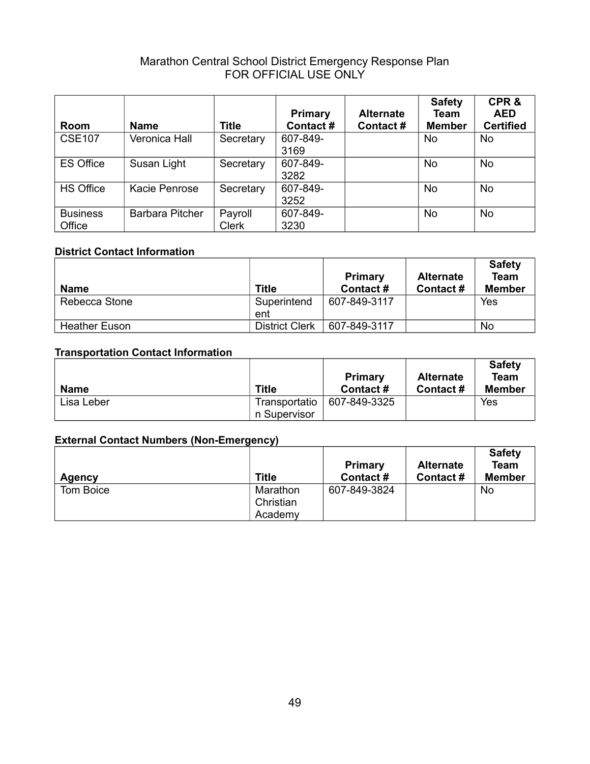| Room | Name | Title | Primary Contact # | Alternate Contact # | Safety Team Member | CPR & AED Certified |
|---|---|---|---|---|---|---|
| CSE107 | Veronica Hall | Secretary | 607-849-3169 | | No | No |
| ES Office | Susan Light | Secretary | 607-849-3282 | | No | No |
| HS Office | Kacie Penrose | Secretary | 607-849-3252 | | No | No |
| Business Office | Barbara Pitcher | Payroll Clerk | 607-849-3230 | | No | No |

**District Contact Information**

| Name | Title | Primary Contact # | Alternate Contact # | Safety Team Member |
|---|---|---|---|---|
| Rebecca Stone | Superintendent | 607-849-3117 | | Yes |
| Heather Euson | District Clerk | 607-849-3117 | | No |

**Transportation Contact Information**

| Name | Title | Primary Contact # | Alternate Contact # | Safety Team Member |
|---|---|---|---|---|
| Lisa Leber | Transportation Supervisor | 607-849-3325 | | Yes |

**External Contact Numbers (Non-Emergency)**

| Agency | Title | Primary Contact # | Alternate Contact # | Safety Team Member |
|---|---|---|---|---|
| Tom Boice | Marathon Christian Academy | 607-849-3824 | | No |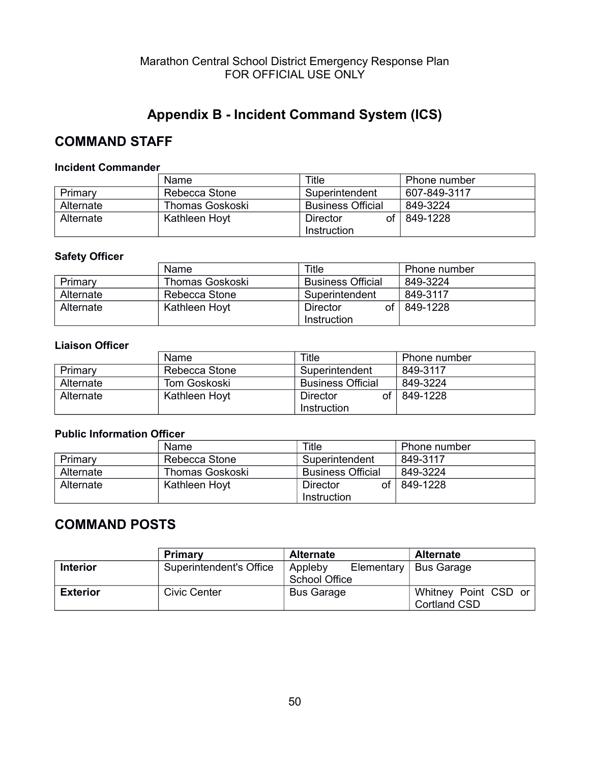# Appendix B - Incident Command System (ICS)

## COMMAND STAFF

**Incident Commander**

| | Name | Title | Phone number |
|---|---|---|---|
| Primary | Rebecca Stone | Superintendent | 607-849-3117 |
| Alternate | Thomas Goskoski | Business Official | 849-3224 |
| Alternate | Kathleen Hoyt | Director of Instruction | 849-1228 |

**Safety Officer**

| | Name | Title | Phone number |
|---|---|---|---|
| Primary | Thomas Goskoski | Business Official | 849-3224 |
| Alternate | Rebecca Stone | Superintendent | 849-3117 |
| Alternate | Kathleen Hoyt | Director of Instruction | 849-1228 |

**Liaison Officer**

| | Name | Title | Phone number |
|---|---|---|---|
| Primary | Rebecca Stone | Superintendent | 849-3117 |
| Alternate | Tom Goskoski | Business Official | 849-3224 |
| Alternate | Kathleen Hoyt | Director of Instruction | 849-1228 |

**Public Information Officer**

| | Name | Title | Phone number |
|---|---|---|---|
| Primary | Rebecca Stone | Superintendent | 849-3117 |
| Alternate | Thomas Goskoski | Business Official | 849-3224 |
| Alternate | Kathleen Hoyt | Director of Instruction | 849-1228 |

## COMMAND POSTS

| | Primary | Alternate | Alternate |
|---|---|---|---|
| **Interior** | Superintendent's Office | Appleby Elementary School Office | Bus Garage |
| **Exterior** | Civic Center | Bus Garage | Whitney Point CSD or Cortland CSD |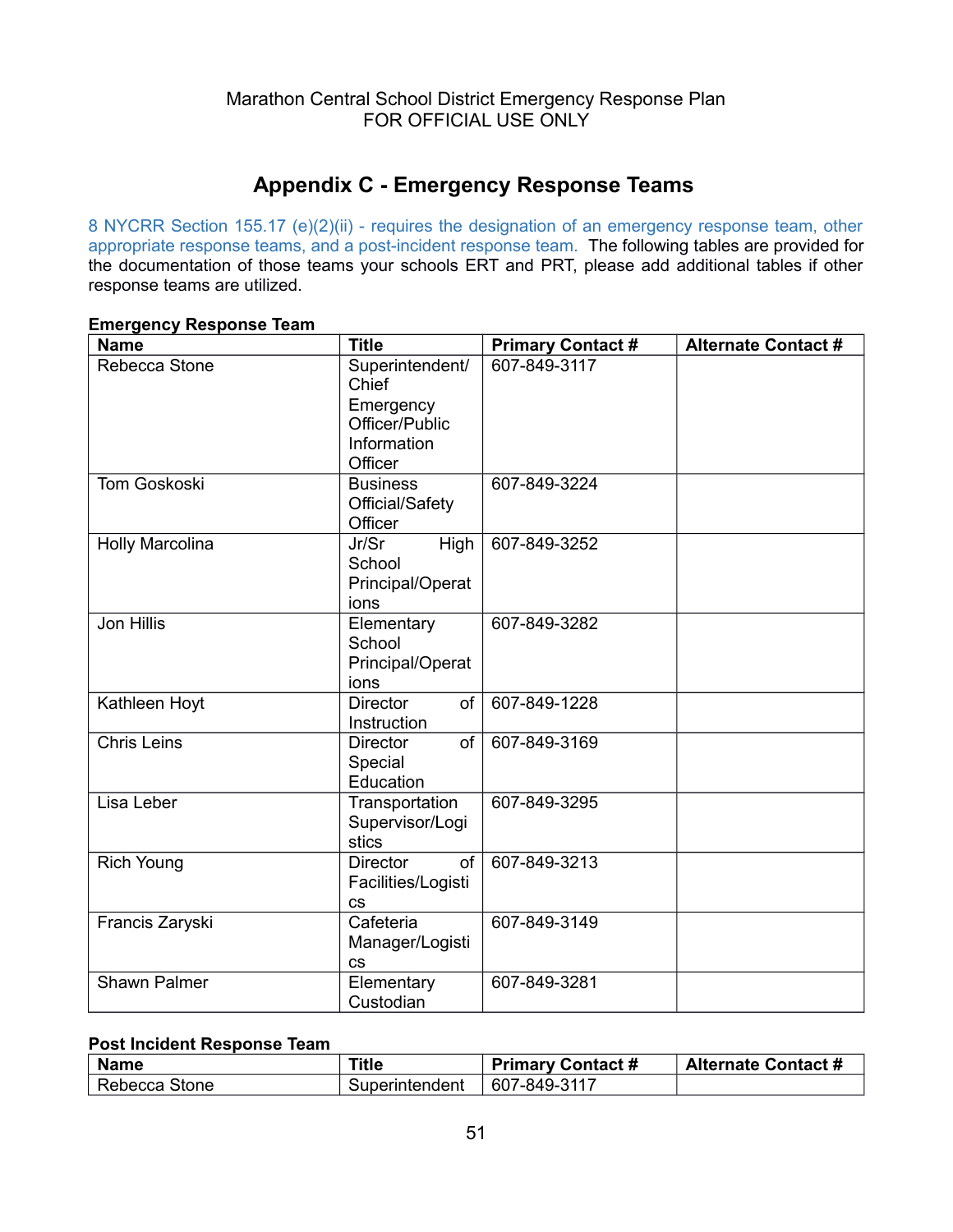# Appendix C - Emergency Response Teams

8 NYCRR Section 155.17 (e)(2)(ii) - requires the designation of an emergency response team, other appropriate response teams, and a post-incident response team. The following tables are provided for the documentation of those teams your schools ERT and PRT, please add additional tables if other response teams are utilized.

**Emergency Response Team**

| Name | Title | Primary Contact # | Alternate Contact # |
|---|---|---|---|
| Rebecca Stone | Superintendent/ Chief Emergency Officer/Public Information Officer | 607-849-3117 | |
| Tom Goskoski | Business Official/Safety Officer | 607-849-3224 | |
| Holly Marcolina | Jr/Sr High School Principal/Operations | 607-849-3252 | |
| Jon Hillis | Elementary School Principal/Operations | 607-849-3282 | |
| Kathleen Hoyt | Director of Instruction | 607-849-1228 | |
| Chris Leins | Director of Special Education | 607-849-3169 | |
| Lisa Leber | Transportation Supervisor/Logistics | 607-849-3295 | |
| Rich Young | Director of Facilities/Logistics | 607-849-3213 | |
| Francis Zaryski | Cafeteria Manager/Logistics | 607-849-3149 | |
| Shawn Palmer | Elementary Custodian | 607-849-3281 | |

**Post Incident Response Team**

| Name | Title | Primary Contact # | Alternate Contact # |
|---|---|---|---|
| Rebecca Stone | Superintendent | 607-849-3117 | |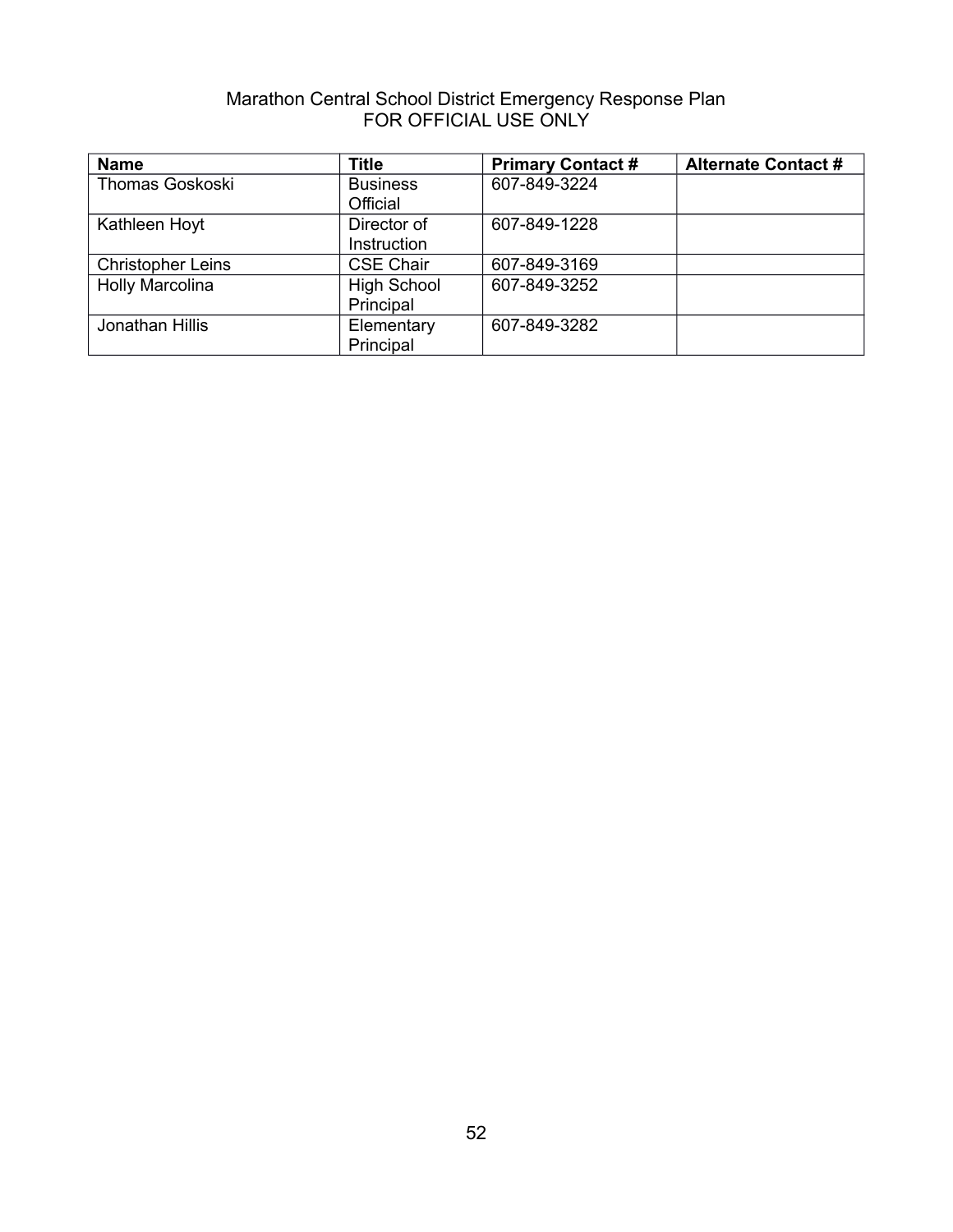| Name | Title | Primary Contact # | Alternate Contact # |
|---|---|---|---|
| Thomas Goskoski | Business Official | 607-849-3224 | |
| Kathleen Hoyt | Director of Instruction | 607-849-1228 | |
| Christopher Leins | CSE Chair | 607-849-3169 | |
| Holly Marcolina | High School Principal | 607-849-3252 | |
| Jonathan Hillis | Elementary Principal | 607-849-3282 | |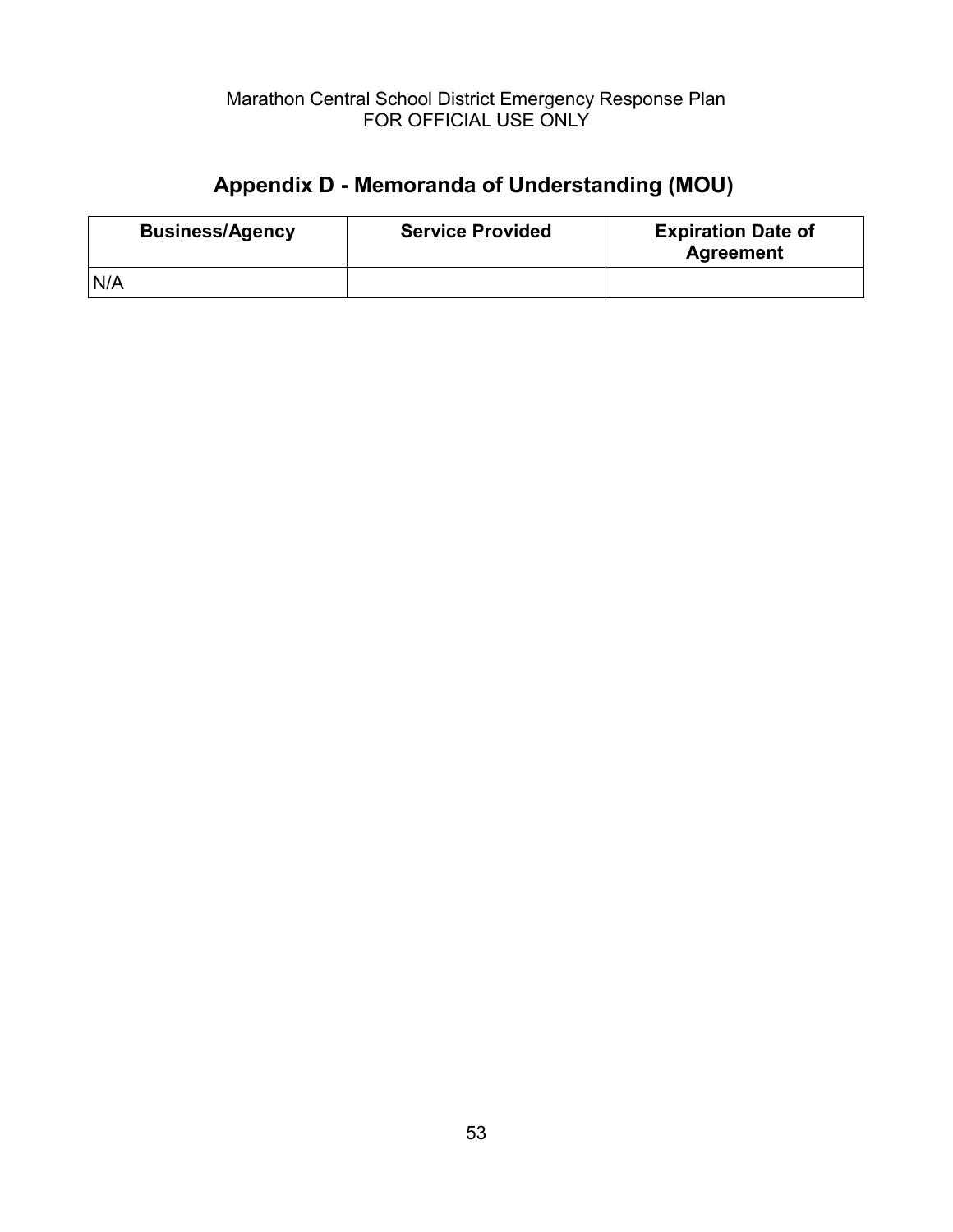## Appendix D - Memoranda of Understanding (MOU)

| Business/Agency | Service Provided | Expiration Date of Agreement |
|---|---|---|
| N/A | | |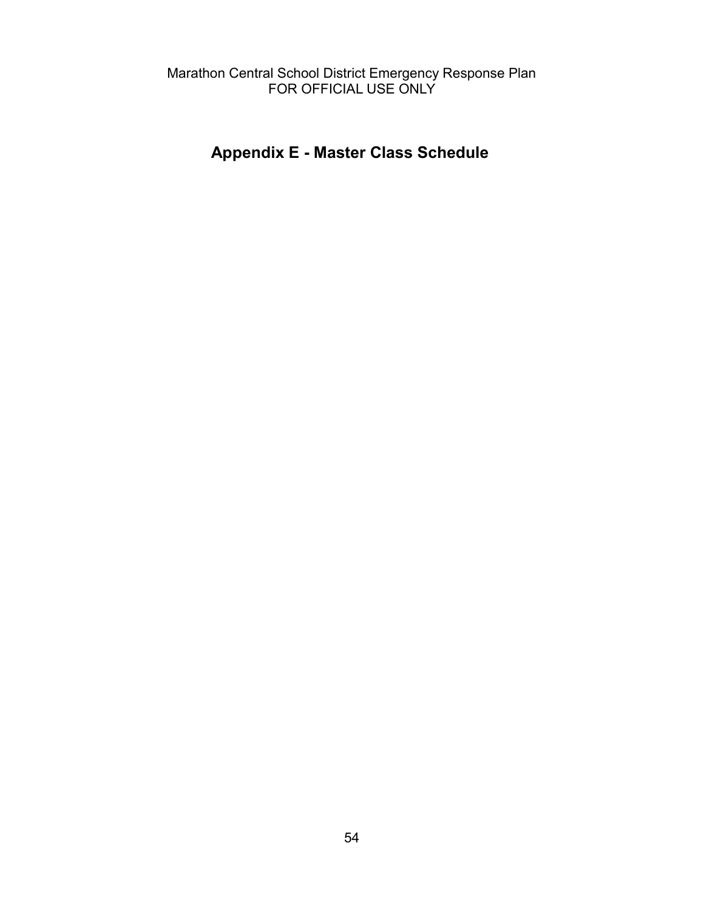# Appendix E - Master Class Schedule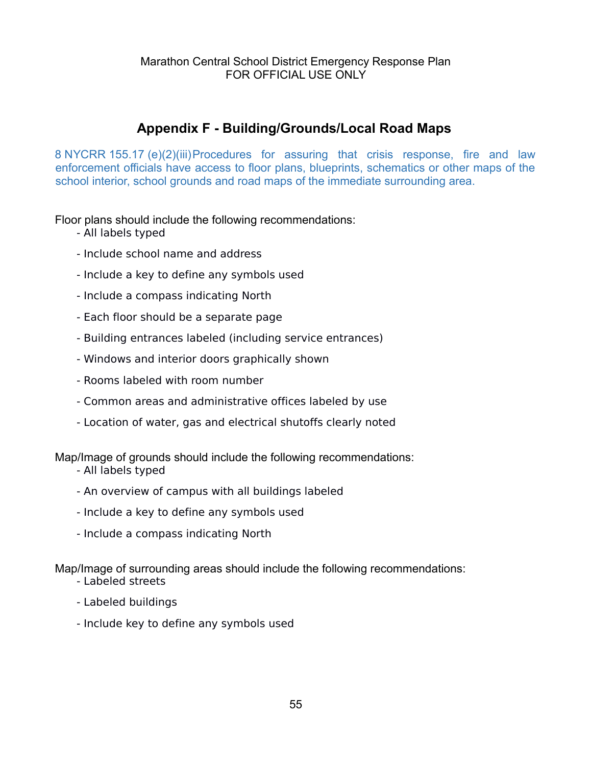## Appendix F - Building/Grounds/Local Road Maps

8 NYCRR 155.17 (e)(2)(iii) Procedures for assuring that crisis response, fire and law enforcement officials have access to floor plans, blueprints, schematics or other maps of the school interior, school grounds and road maps of the immediate surrounding area.

Floor plans should include the following recommendations:

- All labels typed
- Include school name and address
- Include a key to define any symbols used
- Include a compass indicating North
- Each floor should be a separate page
- Building entrances labeled (including service entrances)
- Windows and interior doors graphically shown
- Rooms labeled with room number
- Common areas and administrative offices labeled by use
- Location of water, gas and electrical shutoffs clearly noted

Map/Image of grounds should include the following recommendations:

- All labels typed
- An overview of campus with all buildings labeled
- Include a key to define any symbols used
- Include a compass indicating North

Map/Image of surrounding areas should include the following recommendations:

- Labeled streets
- Labeled buildings
- Include key to define any symbols used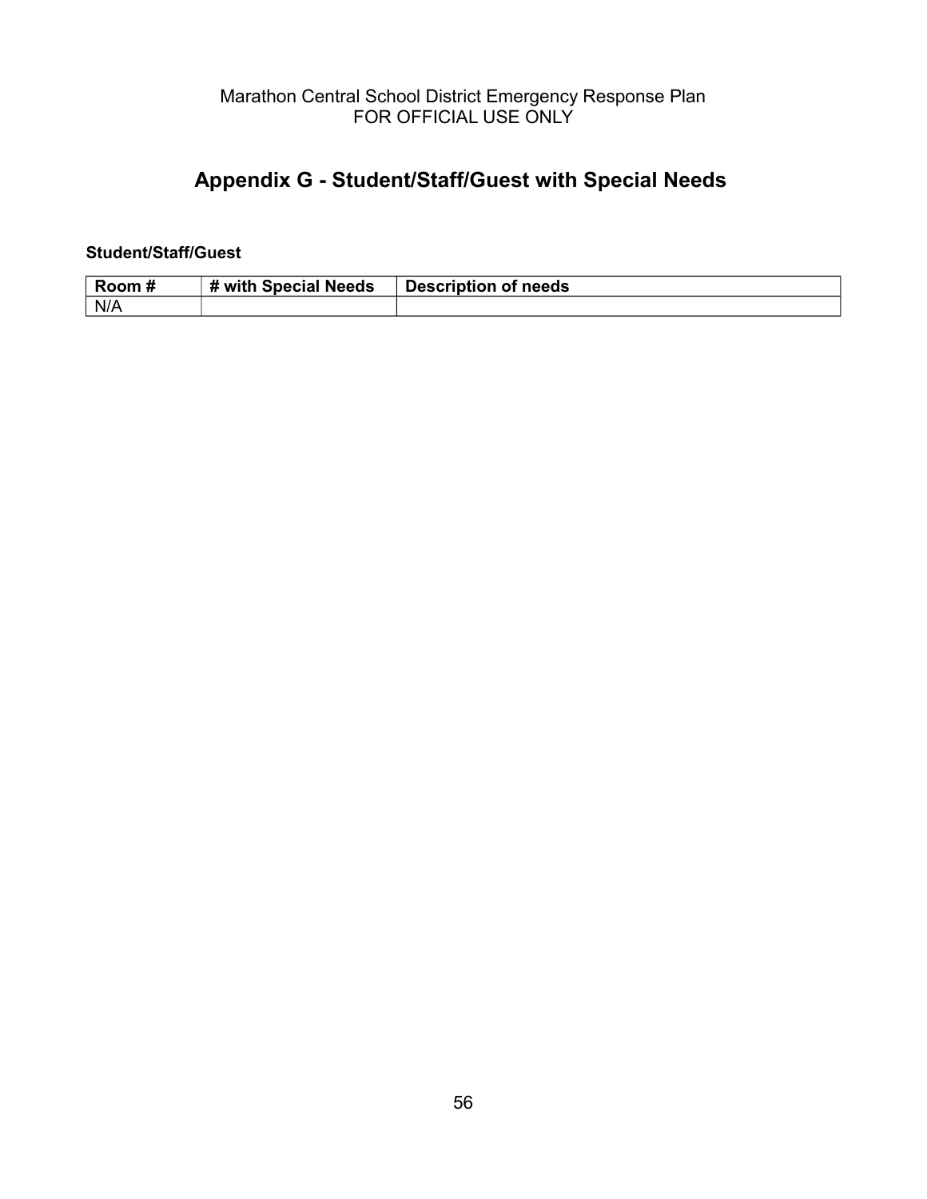# Appendix G - Student/Staff/Guest with Special Needs

**Student/Staff/Guest**

| Room # | # with Special Needs | Description of needs |
|---|---|---|
| N/A | | |